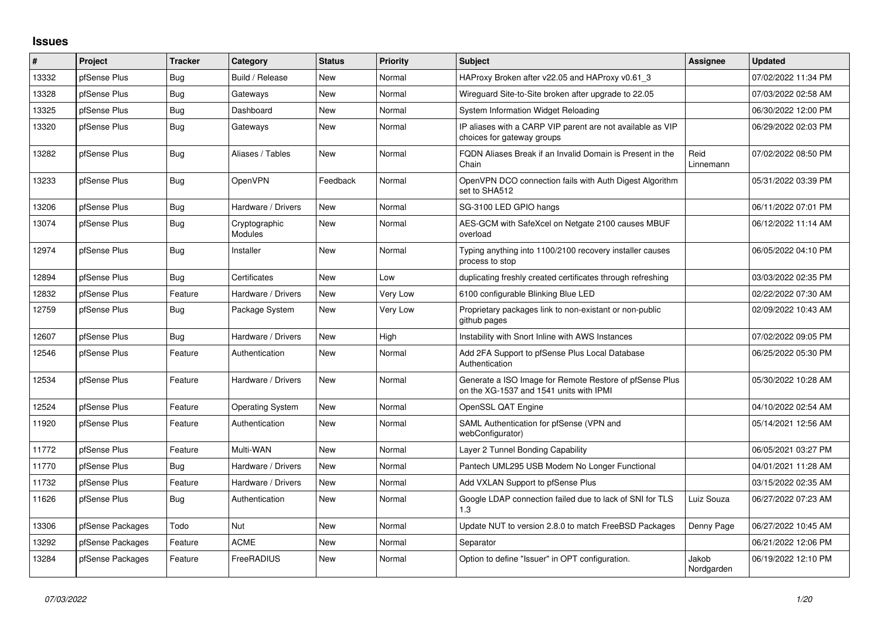# Issues

| # | Project | Tracker | Category | Status | Priority | Subject | Assignee | Updated |
|---|---|---|---|---|---|---|---|---|
| 13332 | pfSense Plus | Bug | Build / Release | New | Normal | HAProxy Broken after v22.05 and HAProxy v0.61_3 | | 07/02/2022 11:34 PM |
| 13328 | pfSense Plus | Bug | Gateways | New | Normal | Wireguard Site-to-Site broken after upgrade to 22.05 | | 07/03/2022 02:58 AM |
| 13325 | pfSense Plus | Bug | Dashboard | New | Normal | System Information Widget Reloading | | 06/30/2022 12:00 PM |
| 13320 | pfSense Plus | Bug | Gateways | New | Normal | IP aliases with a CARP VIP parent are not available as VIP choices for gateway groups | | 06/29/2022 02:03 PM |
| 13282 | pfSense Plus | Bug | Aliases / Tables | New | Normal | FQDN Aliases Break if an Invalid Domain is Present in the Chain | Reid Linnemann | 07/02/2022 08:50 PM |
| 13233 | pfSense Plus | Bug | OpenVPN | Feedback | Normal | OpenVPN DCO connection fails with Auth Digest Algorithm set to SHA512 | | 05/31/2022 03:39 PM |
| 13206 | pfSense Plus | Bug | Hardware / Drivers | New | Normal | SG-3100 LED GPIO hangs | | 06/11/2022 07:01 PM |
| 13074 | pfSense Plus | Bug | Cryptographic Modules | New | Normal | AES-GCM with SafeXcel on Netgate 2100 causes MBUF overload | | 06/12/2022 11:14 AM |
| 12974 | pfSense Plus | Bug | Installer | New | Normal | Typing anything into 1100/2100 recovery installer causes process to stop | | 06/05/2022 04:10 PM |
| 12894 | pfSense Plus | Bug | Certificates | New | Low | duplicating freshly created certificates through refreshing | | 03/03/2022 02:35 PM |
| 12832 | pfSense Plus | Feature | Hardware / Drivers | New | Very Low | 6100 configurable Blinking Blue LED | | 02/22/2022 07:30 AM |
| 12759 | pfSense Plus | Bug | Package System | New | Very Low | Proprietary packages link to non-existant or non-public github pages | | 02/09/2022 10:43 AM |
| 12607 | pfSense Plus | Bug | Hardware / Drivers | New | High | Instability with Snort Inline with AWS Instances | | 07/02/2022 09:05 PM |
| 12546 | pfSense Plus | Feature | Authentication | New | Normal | Add 2FA Support to pfSense Plus Local Database Authentication | | 06/25/2022 05:30 PM |
| 12534 | pfSense Plus | Feature | Hardware / Drivers | New | Normal | Generate a ISO Image for Remote Restore of pfSense Plus on the XG-1537 and 1541 units with IPMI | | 05/30/2022 10:28 AM |
| 12524 | pfSense Plus | Feature | Operating System | New | Normal | OpenSSL QAT Engine | | 04/10/2022 02:54 AM |
| 11920 | pfSense Plus | Feature | Authentication | New | Normal | SAML Authentication for pfSense (VPN and webConfigurator) | | 05/14/2021 12:56 AM |
| 11772 | pfSense Plus | Feature | Multi-WAN | New | Normal | Layer 2 Tunnel Bonding Capability | | 06/05/2021 03:27 PM |
| 11770 | pfSense Plus | Bug | Hardware / Drivers | New | Normal | Pantech UML295 USB Modem No Longer Functional | | 04/01/2021 11:28 AM |
| 11732 | pfSense Plus | Feature | Hardware / Drivers | New | Normal | Add VXLAN Support to pfSense Plus | | 03/15/2022 02:35 AM |
| 11626 | pfSense Plus | Bug | Authentication | New | Normal | Google LDAP connection failed due to lack of SNI for TLS 1.3 | Luiz Souza | 06/27/2022 07:23 AM |
| 13306 | pfSense Packages | Todo | Nut | New | Normal | Update NUT to version 2.8.0 to match FreeBSD Packages | Denny Page | 06/27/2022 10:45 AM |
| 13292 | pfSense Packages | Feature | ACME | New | Normal | Separator | | 06/21/2022 12:06 PM |
| 13284 | pfSense Packages | Feature | FreeRADIUS | New | Normal | Option to define "Issuer" in OPT configuration. | Jakob Nordgarden | 06/19/2022 12:10 PM |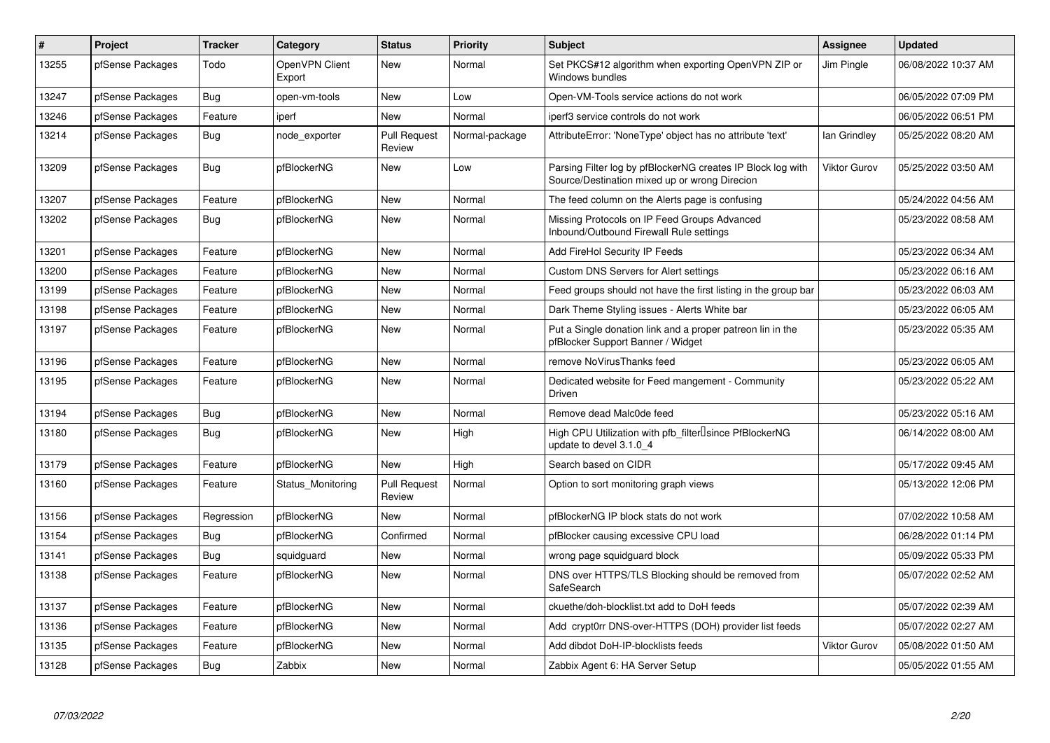| # | Project | Tracker | Category | Status | Priority | Subject | Assignee | Updated |
|---|---|---|---|---|---|---|---|---|
| 13255 | pfSense Packages | Todo | OpenVPN Client Export | New | Normal | Set PKCS#12 algorithm when exporting OpenVPN ZIP or Windows bundles | Jim Pingle | 06/08/2022 10:37 AM |
| 13247 | pfSense Packages | Bug | open-vm-tools | New | Low | Open-VM-Tools service actions do not work | | 06/05/2022 07:09 PM |
| 13246 | pfSense Packages | Feature | iperf | New | Normal | iperf3 service controls do not work | | 06/05/2022 06:51 PM |
| 13214 | pfSense Packages | Bug | node_exporter | Pull Request Review | Normal-package | AttributeError: 'NoneType' object has no attribute 'text' | Ian Grindley | 05/25/2022 08:20 AM |
| 13209 | pfSense Packages | Bug | pfBlockerNG | New | Low | Parsing Filter log by pfBlockerNG creates IP Block log with Source/Destination mixed up or wrong Direcion | Viktor Gurov | 05/25/2022 03:50 AM |
| 13207 | pfSense Packages | Feature | pfBlockerNG | New | Normal | The feed column on the Alerts page is confusing | | 05/24/2022 04:56 AM |
| 13202 | pfSense Packages | Bug | pfBlockerNG | New | Normal | Missing Protocols on IP Feed Groups Advanced Inbound/Outbound Firewall Rule settings | | 05/23/2022 08:58 AM |
| 13201 | pfSense Packages | Feature | pfBlockerNG | New | Normal | Add FireHol Security IP Feeds | | 05/23/2022 06:34 AM |
| 13200 | pfSense Packages | Feature | pfBlockerNG | New | Normal | Custom DNS Servers for Alert settings | | 05/23/2022 06:16 AM |
| 13199 | pfSense Packages | Feature | pfBlockerNG | New | Normal | Feed groups should not have the first listing in the group bar | | 05/23/2022 06:03 AM |
| 13198 | pfSense Packages | Feature | pfBlockerNG | New | Normal | Dark Theme Styling issues - Alerts White bar | | 05/23/2022 06:05 AM |
| 13197 | pfSense Packages | Feature | pfBlockerNG | New | Normal | Put a Single donation link and a proper patreon lin in the pfBlocker Support Banner / Widget | | 05/23/2022 05:35 AM |
| 13196 | pfSense Packages | Feature | pfBlockerNG | New | Normal | remove NoVirusThanks feed | | 05/23/2022 06:05 AM |
| 13195 | pfSense Packages | Feature | pfBlockerNG | New | Normal | Dedicated website for Feed mangement - Community Driven | | 05/23/2022 05:22 AM |
| 13194 | pfSense Packages | Bug | pfBlockerNG | New | Normal | Remove dead Malc0de feed | | 05/23/2022 05:16 AM |
| 13180 | pfSense Packages | Bug | pfBlockerNG | New | High | High CPU Utilization with pfb_filter since PfBlockerNG update to devel 3.1.0_4 | | 06/14/2022 08:00 AM |
| 13179 | pfSense Packages | Feature | pfBlockerNG | New | High | Search based on CIDR | | 05/17/2022 09:45 AM |
| 13160 | pfSense Packages | Feature | Status_Monitoring | Pull Request Review | Normal | Option to sort monitoring graph views | | 05/13/2022 12:06 PM |
| 13156 | pfSense Packages | Regression | pfBlockerNG | New | Normal | pfBlockerNG IP block stats do not work | | 07/02/2022 10:58 AM |
| 13154 | pfSense Packages | Bug | pfBlockerNG | Confirmed | Normal | pfBlocker causing excessive CPU load | | 06/28/2022 01:14 PM |
| 13141 | pfSense Packages | Bug | squidguard | New | Normal | wrong page squidguard block | | 05/09/2022 05:33 PM |
| 13138 | pfSense Packages | Feature | pfBlockerNG | New | Normal | DNS over HTTPS/TLS Blocking should be removed from SafeSearch | | 05/07/2022 02:52 AM |
| 13137 | pfSense Packages | Feature | pfBlockerNG | New | Normal | ckuethe/doh-blocklist.txt add to DoH feeds | | 05/07/2022 02:39 AM |
| 13136 | pfSense Packages | Feature | pfBlockerNG | New | Normal | Add crypt0rr DNS-over-HTTPS (DOH) provider list feeds | | 05/07/2022 02:27 AM |
| 13135 | pfSense Packages | Feature | pfBlockerNG | New | Normal | Add dibdot DoH-IP-blocklists feeds | Viktor Gurov | 05/08/2022 01:50 AM |
| 13128 | pfSense Packages | Bug | Zabbix | New | Normal | Zabbix Agent 6: HA Server Setup | | 05/05/2022 01:55 AM |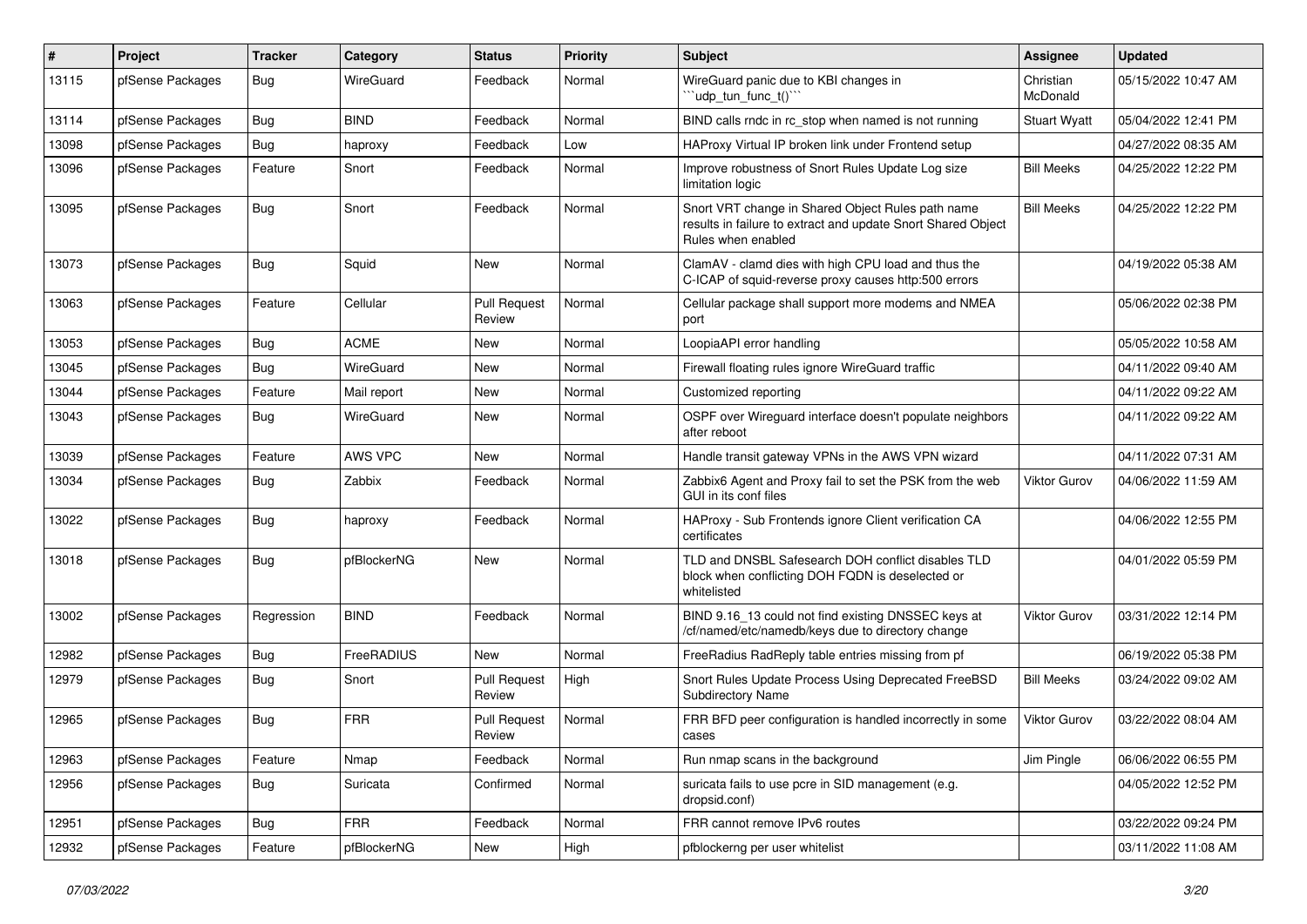| # | Project | Tracker | Category | Status | Priority | Subject | Assignee | Updated |
|---|---|---|---|---|---|---|---|---|
| 13115 | pfSense Packages | Bug | WireGuard | Feedback | Normal | WireGuard panic due to KBI changes in ```udp_tun_func_t()``` | Christian McDonald | 05/15/2022 10:47 AM |
| 13114 | pfSense Packages | Bug | BIND | Feedback | Normal | BIND calls rndc in rc_stop when named is not running | Stuart Wyatt | 05/04/2022 12:41 PM |
| 13098 | pfSense Packages | Bug | haproxy | Feedback | Low | HAProxy Virtual IP broken link under Frontend setup | | 04/27/2022 08:35 AM |
| 13096 | pfSense Packages | Feature | Snort | Feedback | Normal | Improve robustness of Snort Rules Update Log size limitation logic | Bill Meeks | 04/25/2022 12:22 PM |
| 13095 | pfSense Packages | Bug | Snort | Feedback | Normal | Snort VRT change in Shared Object Rules path name results in failure to extract and update Snort Shared Object Rules when enabled | Bill Meeks | 04/25/2022 12:22 PM |
| 13073 | pfSense Packages | Bug | Squid | New | Normal | ClamAV - clamd dies with high CPU load and thus the C-ICAP of squid-reverse proxy causes http:500 errors | | 04/19/2022 05:38 AM |
| 13063 | pfSense Packages | Feature | Cellular | Pull Request Review | Normal | Cellular package shall support more modems and NMEA port | | 05/06/2022 02:38 PM |
| 13053 | pfSense Packages | Bug | ACME | New | Normal | LoopiaAPI error handling | | 05/05/2022 10:58 AM |
| 13045 | pfSense Packages | Bug | WireGuard | New | Normal | Firewall floating rules ignore WireGuard traffic | | 04/11/2022 09:40 AM |
| 13044 | pfSense Packages | Feature | Mail report | New | Normal | Customized reporting | | 04/11/2022 09:22 AM |
| 13043 | pfSense Packages | Bug | WireGuard | New | Normal | OSPF over Wireguard interface doesn't populate neighbors after reboot | | 04/11/2022 09:22 AM |
| 13039 | pfSense Packages | Feature | AWS VPC | New | Normal | Handle transit gateway VPNs in the AWS VPN wizard | | 04/11/2022 07:31 AM |
| 13034 | pfSense Packages | Bug | Zabbix | Feedback | Normal | Zabbix6 Agent and Proxy fail to set the PSK from the web GUI in its conf files | Viktor Gurov | 04/06/2022 11:59 AM |
| 13022 | pfSense Packages | Bug | haproxy | Feedback | Normal | HAProxy - Sub Frontends ignore Client verification CA certificates | | 04/06/2022 12:55 PM |
| 13018 | pfSense Packages | Bug | pfBlockerNG | New | Normal | TLD and DNSBL Safesearch DOH conflict disables TLD block when conflicting DOH FQDN is deselected or whitelisted | | 04/01/2022 05:59 PM |
| 13002 | pfSense Packages | Regression | BIND | Feedback | Normal | BIND 9.16_13 could not find existing DNSSEC keys at /cf/named/etc/namedb/keys due to directory change | Viktor Gurov | 03/31/2022 12:14 PM |
| 12982 | pfSense Packages | Bug | FreeRADIUS | New | Normal | FreeRadius RadReply table entries missing from pf | | 06/19/2022 05:38 PM |
| 12979 | pfSense Packages | Bug | Snort | Pull Request Review | High | Snort Rules Update Process Using Deprecated FreeBSD Subdirectory Name | Bill Meeks | 03/24/2022 09:02 AM |
| 12965 | pfSense Packages | Bug | FRR | Pull Request Review | Normal | FRR BFD peer configuration is handled incorrectly in some cases | Viktor Gurov | 03/22/2022 08:04 AM |
| 12963 | pfSense Packages | Feature | Nmap | Feedback | Normal | Run nmap scans in the background | Jim Pingle | 06/06/2022 06:55 PM |
| 12956 | pfSense Packages | Bug | Suricata | Confirmed | Normal | suricata fails to use pcre in SID management (e.g. dropsid.conf) | | 04/05/2022 12:52 PM |
| 12951 | pfSense Packages | Bug | FRR | Feedback | Normal | FRR cannot remove IPv6 routes | | 03/22/2022 09:24 PM |
| 12932 | pfSense Packages | Feature | pfBlockerNG | New | High | pfblockerng per user whitelist | | 03/11/2022 11:08 AM |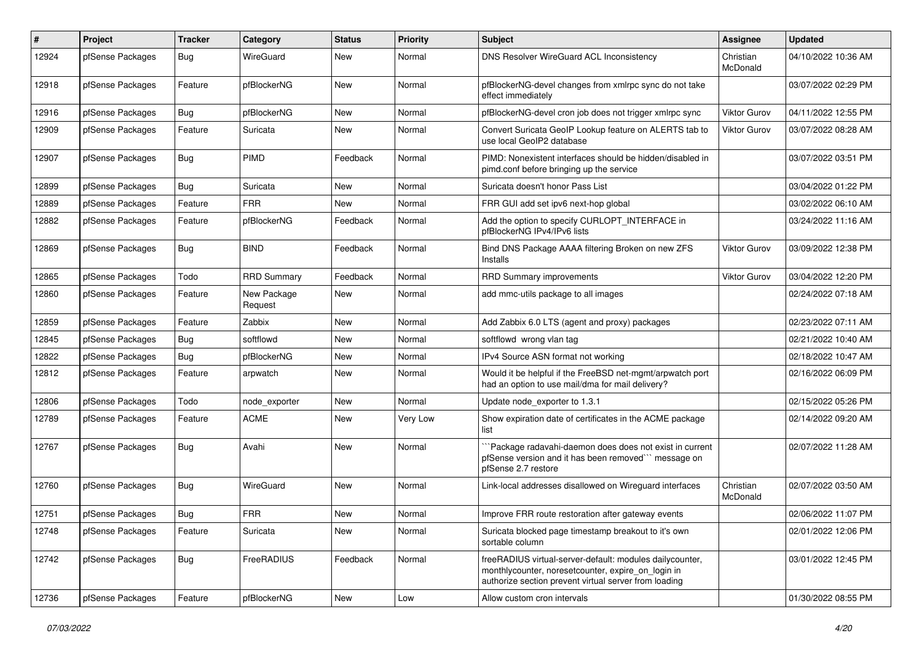| # | Project | Tracker | Category | Status | Priority | Subject | Assignee | Updated |
| --- | --- | --- | --- | --- | --- | --- | --- | --- |
| 12924 | pfSense Packages | Bug | WireGuard | New | Normal | DNS Resolver WireGuard ACL Inconsistency | Christian McDonald | 04/10/2022 10:36 AM |
| 12918 | pfSense Packages | Feature | pfBlockerNG | New | Normal | pfBlockerNG-devel changes from xmlrpc sync do not take effect immediately | | 03/07/2022 02:29 PM |
| 12916 | pfSense Packages | Bug | pfBlockerNG | New | Normal | pfBlockerNG-devel cron job does not trigger xmlrpc sync | Viktor Gurov | 04/11/2022 12:55 PM |
| 12909 | pfSense Packages | Feature | Suricata | New | Normal | Convert Suricata GeoIP Lookup feature on ALERTS tab to use local GeoIP2 database | Viktor Gurov | 03/07/2022 08:28 AM |
| 12907 | pfSense Packages | Bug | PIMD | Feedback | Normal | PIMD: Nonexistent interfaces should be hidden/disabled in pimd.conf before bringing up the service | | 03/07/2022 03:51 PM |
| 12899 | pfSense Packages | Bug | Suricata | New | Normal | Suricata doesn't honor Pass List | | 03/04/2022 01:22 PM |
| 12889 | pfSense Packages | Feature | FRR | New | Normal | FRR GUI add set ipv6 next-hop global | | 03/02/2022 06:10 AM |
| 12882 | pfSense Packages | Feature | pfBlockerNG | Feedback | Normal | Add the option to specify CURLOPT_INTERFACE in pfBlockerNG IPv4/IPv6 lists | | 03/24/2022 11:16 AM |
| 12869 | pfSense Packages | Bug | BIND | Feedback | Normal | Bind DNS Package AAAA filtering Broken on new ZFS Installs | Viktor Gurov | 03/09/2022 12:38 PM |
| 12865 | pfSense Packages | Todo | RRD Summary | Feedback | Normal | RRD Summary improvements | Viktor Gurov | 03/04/2022 12:20 PM |
| 12860 | pfSense Packages | Feature | New Package Request | New | Normal | add mmc-utils package to all images | | 02/24/2022 07:18 AM |
| 12859 | pfSense Packages | Feature | Zabbix | New | Normal | Add Zabbix 6.0 LTS (agent and proxy) packages | | 02/23/2022 07:11 AM |
| 12845 | pfSense Packages | Bug | softflowd | New | Normal | softflowd wrong vlan tag | | 02/21/2022 10:40 AM |
| 12822 | pfSense Packages | Bug | pfBlockerNG | New | Normal | IPv4 Source ASN format not working | | 02/18/2022 10:47 AM |
| 12812 | pfSense Packages | Feature | arpwatch | New | Normal | Would it be helpful if the FreeBSD net-mgmt/arpwatch port had an option to use mail/dma for mail delivery? | | 02/16/2022 06:09 PM |
| 12806 | pfSense Packages | Todo | node_exporter | New | Normal | Update node_exporter to 1.3.1 | | 02/15/2022 05:26 PM |
| 12789 | pfSense Packages | Feature | ACME | New | Very Low | Show expiration date of certificates in the ACME package list | | 02/14/2022 09:20 AM |
| 12767 | pfSense Packages | Bug | Avahi | New | Normal | ```Package radavahi-daemon does does not exist in current pfSense version and it has been removed``` message on pfSense 2.7 restore | | 02/07/2022 11:28 AM |
| 12760 | pfSense Packages | Bug | WireGuard | New | Normal | Link-local addresses disallowed on Wireguard interfaces | Christian McDonald | 02/07/2022 03:50 AM |
| 12751 | pfSense Packages | Bug | FRR | New | Normal | Improve FRR route restoration after gateway events | | 02/06/2022 11:07 PM |
| 12748 | pfSense Packages | Feature | Suricata | New | Normal | Suricata blocked page timestamp breakout to it's own sortable column | | 02/01/2022 12:06 PM |
| 12742 | pfSense Packages | Bug | FreeRADIUS | Feedback | Normal | freeRADIUS virtual-server-default: modules dailycounter, monthlycounter, noresetcounter, expire_on_login in authorize section prevent virtual server from loading | | 03/01/2022 12:45 PM |
| 12736 | pfSense Packages | Feature | pfBlockerNG | New | Low | Allow custom cron intervals | | 01/30/2022 08:55 PM |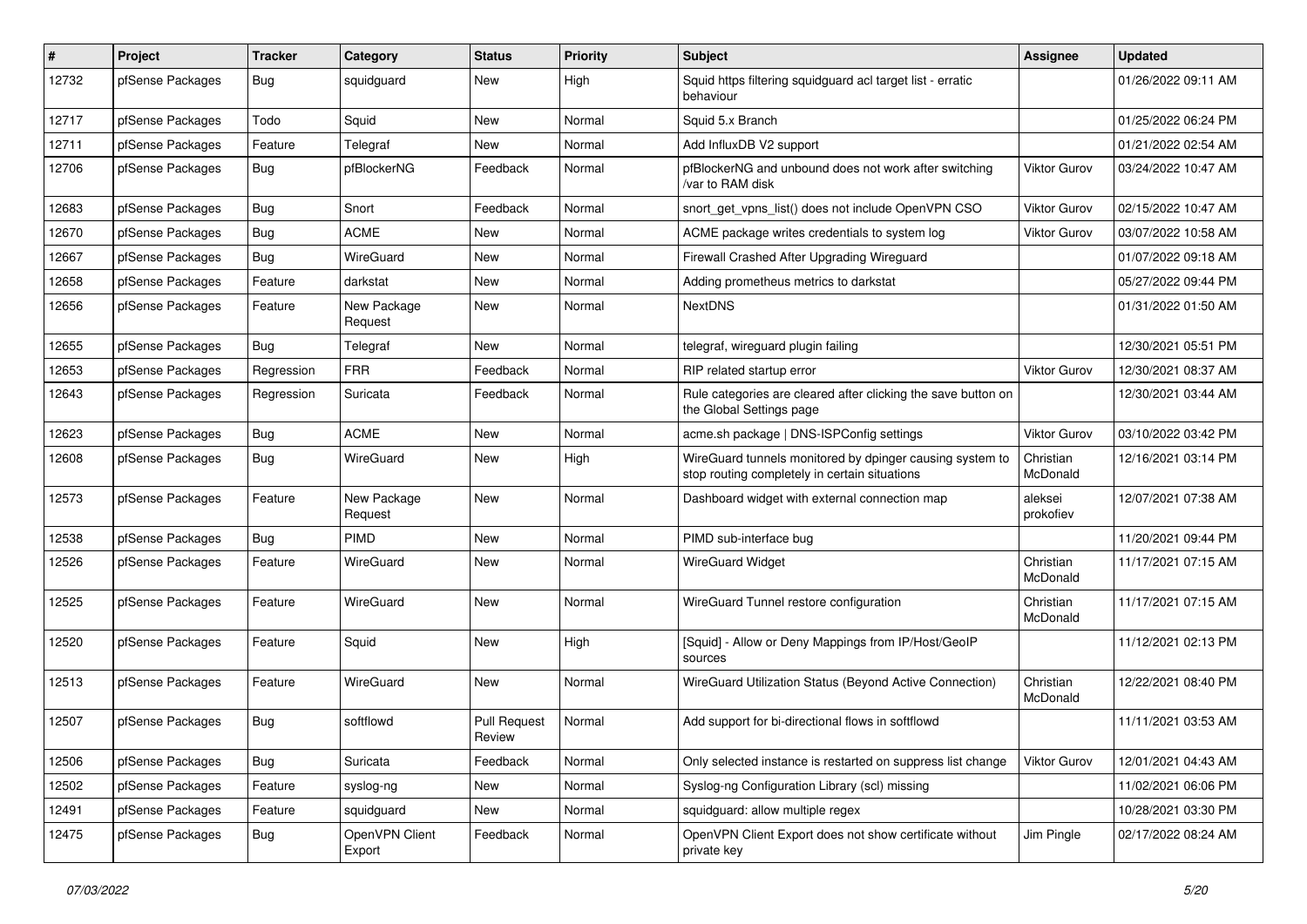| # | Project | Tracker | Category | Status | Priority | Subject | Assignee | Updated |
|---|---|---|---|---|---|---|---|---|
| 12732 | pfSense Packages | Bug | squidguard | New | High | Squid https filtering squidguard acl target list - erratic behaviour | | 01/26/2022 09:11 AM |
| 12717 | pfSense Packages | Todo | Squid | New | Normal | Squid 5.x Branch | | 01/25/2022 06:24 PM |
| 12711 | pfSense Packages | Feature | Telegraf | New | Normal | Add InfluxDB V2 support | | 01/21/2022 02:54 AM |
| 12706 | pfSense Packages | Bug | pfBlockerNG | Feedback | Normal | pfBlockerNG and unbound does not work after switching /var to RAM disk | Viktor Gurov | 03/24/2022 10:47 AM |
| 12683 | pfSense Packages | Bug | Snort | Feedback | Normal | snort_get_vpns_list() does not include OpenVPN CSO | Viktor Gurov | 02/15/2022 10:47 AM |
| 12670 | pfSense Packages | Bug | ACME | New | Normal | ACME package writes credentials to system log | Viktor Gurov | 03/07/2022 10:58 AM |
| 12667 | pfSense Packages | Bug | WireGuard | New | Normal | Firewall Crashed After Upgrading Wireguard | | 01/07/2022 09:18 AM |
| 12658 | pfSense Packages | Feature | darkstat | New | Normal | Adding prometheus metrics to darkstat | | 05/27/2022 09:44 PM |
| 12656 | pfSense Packages | Feature | New Package Request | New | Normal | NextDNS | | 01/31/2022 01:50 AM |
| 12655 | pfSense Packages | Bug | Telegraf | New | Normal | telegraf, wireguard plugin failing | | 12/30/2021 05:51 PM |
| 12653 | pfSense Packages | Regression | FRR | Feedback | Normal | RIP related startup error | Viktor Gurov | 12/30/2021 08:37 AM |
| 12643 | pfSense Packages | Regression | Suricata | Feedback | Normal | Rule categories are cleared after clicking the save button on the Global Settings page | | 12/30/2021 03:44 AM |
| 12623 | pfSense Packages | Bug | ACME | New | Normal | acme.sh package \| DNS-ISPConfig settings | Viktor Gurov | 03/10/2022 03:42 PM |
| 12608 | pfSense Packages | Bug | WireGuard | New | High | WireGuard tunnels monitored by dpinger causing system to stop routing completely in certain situations | Christian McDonald | 12/16/2021 03:14 PM |
| 12573 | pfSense Packages | Feature | New Package Request | New | Normal | Dashboard widget with external connection map | aleksei prokofiev | 12/07/2021 07:38 AM |
| 12538 | pfSense Packages | Bug | PIMD | New | Normal | PIMD sub-interface bug | | 11/20/2021 09:44 PM |
| 12526 | pfSense Packages | Feature | WireGuard | New | Normal | WireGuard Widget | Christian McDonald | 11/17/2021 07:15 AM |
| 12525 | pfSense Packages | Feature | WireGuard | New | Normal | WireGuard Tunnel restore configuration | Christian McDonald | 11/17/2021 07:15 AM |
| 12520 | pfSense Packages | Feature | Squid | New | High | [Squid] - Allow or Deny Mappings from IP/Host/GeoIP sources | | 11/12/2021 02:13 PM |
| 12513 | pfSense Packages | Feature | WireGuard | New | Normal | WireGuard Utilization Status (Beyond Active Connection) | Christian McDonald | 12/22/2021 08:40 PM |
| 12507 | pfSense Packages | Bug | softflowd | Pull Request Review | Normal | Add support for bi-directional flows in softflowd | | 11/11/2021 03:53 AM |
| 12506 | pfSense Packages | Bug | Suricata | Feedback | Normal | Only selected instance is restarted on suppress list change | Viktor Gurov | 12/01/2021 04:43 AM |
| 12502 | pfSense Packages | Feature | syslog-ng | New | Normal | Syslog-ng Configuration Library (scl) missing | | 11/02/2021 06:06 PM |
| 12491 | pfSense Packages | Feature | squidguard | New | Normal | squidguard: allow multiple regex | | 10/28/2021 03:30 PM |
| 12475 | pfSense Packages | Bug | OpenVPN Client Export | Feedback | Normal | OpenVPN Client Export does not show certificate without private key | Jim Pingle | 02/17/2022 08:24 AM |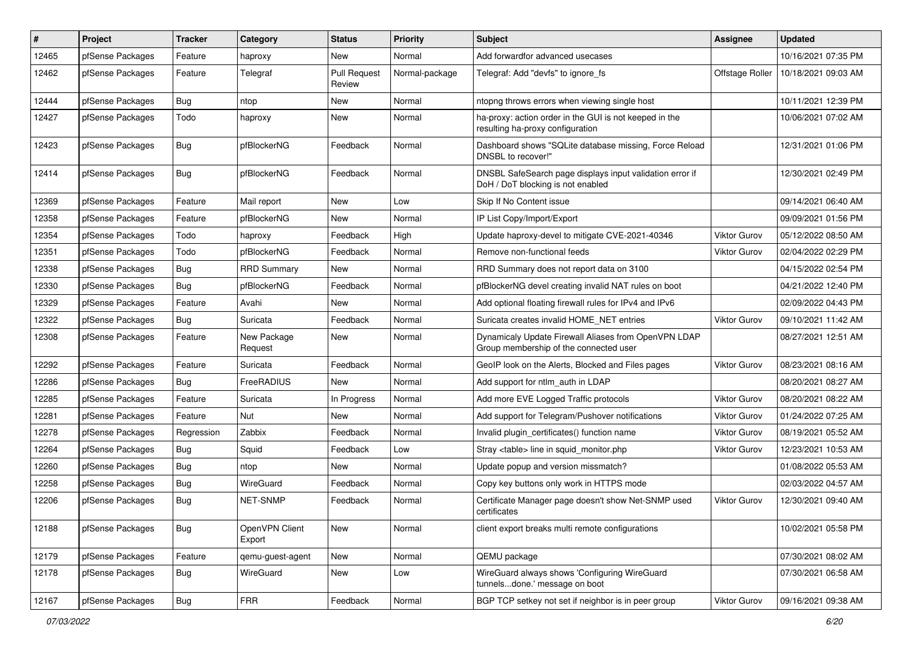| # | Project | Tracker | Category | Status | Priority | Subject | Assignee | Updated |
|---|---|---|---|---|---|---|---|---|
| 12465 | pfSense Packages | Feature | haproxy | New | Normal | Add forwardfor advanced usecases | | 10/16/2021 07:35 PM |
| 12462 | pfSense Packages | Feature | Telegraf | Pull Request Review | Normal-package | Telegraf: Add "devfs" to ignore_fs | Offstage Roller | 10/18/2021 09:03 AM |
| 12444 | pfSense Packages | Bug | ntop | New | Normal | ntopng throws errors when viewing single host | | 10/11/2021 12:39 PM |
| 12427 | pfSense Packages | Todo | haproxy | New | Normal | ha-proxy: action order in the GUI is not keeped in the resulting ha-proxy configuration | | 10/06/2021 07:02 AM |
| 12423 | pfSense Packages | Bug | pfBlockerNG | Feedback | Normal | Dashboard shows "SQLite database missing, Force Reload DNSBL to recover!" | | 12/31/2021 01:06 PM |
| 12414 | pfSense Packages | Bug | pfBlockerNG | Feedback | Normal | DNSBL SafeSearch page displays input validation error if DoH / DoT blocking is not enabled | | 12/30/2021 02:49 PM |
| 12369 | pfSense Packages | Feature | Mail report | New | Low | Skip If No Content issue | | 09/14/2021 06:40 AM |
| 12358 | pfSense Packages | Feature | pfBlockerNG | New | Normal | IP List Copy/Import/Export | | 09/09/2021 01:56 PM |
| 12354 | pfSense Packages | Todo | haproxy | Feedback | High | Update haproxy-devel to mitigate CVE-2021-40346 | Viktor Gurov | 05/12/2022 08:50 AM |
| 12351 | pfSense Packages | Todo | pfBlockerNG | Feedback | Normal | Remove non-functional feeds | Viktor Gurov | 02/04/2022 02:29 PM |
| 12338 | pfSense Packages | Bug | RRD Summary | New | Normal | RRD Summary does not report data on 3100 | | 04/15/2022 02:54 PM |
| 12330 | pfSense Packages | Bug | pfBlockerNG | Feedback | Normal | pfBlockerNG devel creating invalid NAT rules on boot | | 04/21/2022 12:40 PM |
| 12329 | pfSense Packages | Feature | Avahi | New | Normal | Add optional floating firewall rules for IPv4 and IPv6 | | 02/09/2022 04:43 PM |
| 12322 | pfSense Packages | Bug | Suricata | Feedback | Normal | Suricata creates invalid HOME_NET entries | Viktor Gurov | 09/10/2021 11:42 AM |
| 12308 | pfSense Packages | Feature | New Package Request | New | Normal | Dynamicaly Update Firewall Aliases from OpenVPN LDAP Group membership of the connected user | | 08/27/2021 12:51 AM |
| 12292 | pfSense Packages | Feature | Suricata | Feedback | Normal | GeoIP look on the Alerts, Blocked and Files pages | Viktor Gurov | 08/23/2021 08:16 AM |
| 12286 | pfSense Packages | Bug | FreeRADIUS | New | Normal | Add support for ntlm_auth in LDAP | | 08/20/2021 08:27 AM |
| 12285 | pfSense Packages | Feature | Suricata | In Progress | Normal | Add more EVE Logged Traffic protocols | Viktor Gurov | 08/20/2021 08:22 AM |
| 12281 | pfSense Packages | Feature | Nut | New | Normal | Add support for Telegram/Pushover notifications | Viktor Gurov | 01/24/2022 07:25 AM |
| 12278 | pfSense Packages | Regression | Zabbix | Feedback | Normal | Invalid plugin_certificates() function name | Viktor Gurov | 08/19/2021 05:52 AM |
| 12264 | pfSense Packages | Bug | Squid | Feedback | Low | Stray <table> line in squid_monitor.php | Viktor Gurov | 12/23/2021 10:53 AM |
| 12260 | pfSense Packages | Bug | ntop | New | Normal | Update popup and version missmatch? | | 01/08/2022 05:53 AM |
| 12258 | pfSense Packages | Bug | WireGuard | Feedback | Normal | Copy key buttons only work in HTTPS mode | | 02/03/2022 04:57 AM |
| 12206 | pfSense Packages | Bug | NET-SNMP | Feedback | Normal | Certificate Manager page doesn't show Net-SNMP used certificates | Viktor Gurov | 12/30/2021 09:40 AM |
| 12188 | pfSense Packages | Bug | OpenVPN Client Export | New | Normal | client export breaks multi remote configurations | | 10/02/2021 05:58 PM |
| 12179 | pfSense Packages | Feature | qemu-guest-agent | New | Normal | QEMU package | | 07/30/2021 08:02 AM |
| 12178 | pfSense Packages | Bug | WireGuard | New | Low | WireGuard always shows 'Configuring WireGuard tunnels...done.' message on boot | | 07/30/2021 06:58 AM |
| 12167 | pfSense Packages | Bug | FRR | Feedback | Normal | BGP TCP setkey not set if neighbor is in peer group | Viktor Gurov | 09/16/2021 09:38 AM |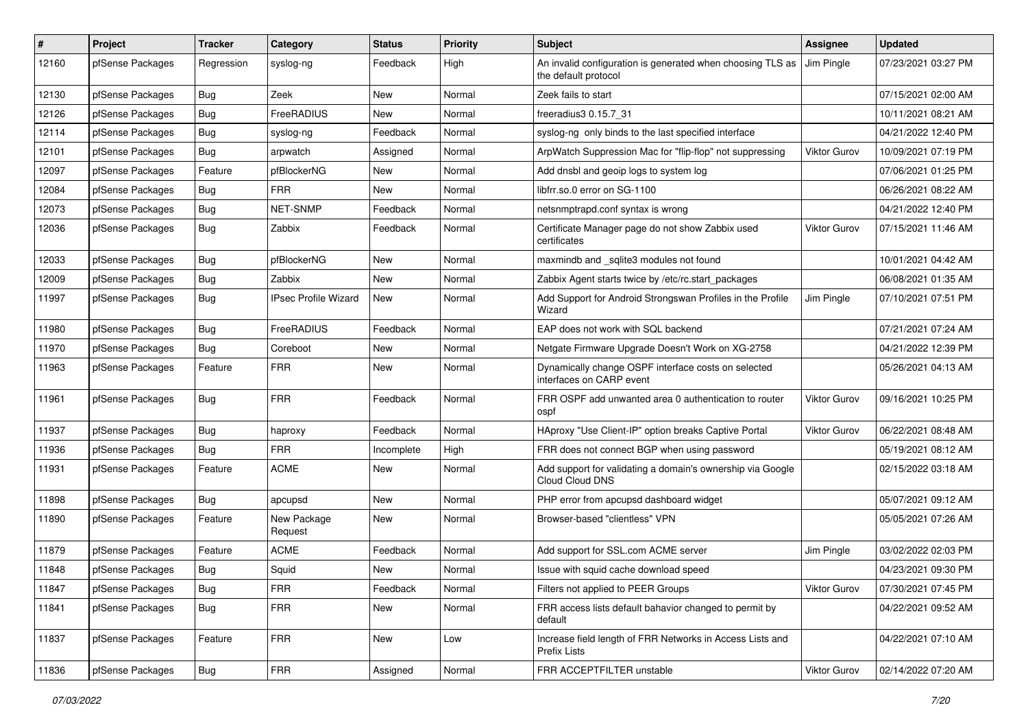| # | Project | Tracker | Category | Status | Priority | Subject | Assignee | Updated |
|---|---|---|---|---|---|---|---|---|
| 12160 | pfSense Packages | Regression | syslog-ng | Feedback | High | An invalid configuration is generated when choosing TLS as the default protocol | Jim Pingle | 07/23/2021 03:27 PM |
| 12130 | pfSense Packages | Bug | Zeek | New | Normal | Zeek fails to start | | 07/15/2021 02:00 AM |
| 12126 | pfSense Packages | Bug | FreeRADIUS | New | Normal | freeradius3 0.15.7_31 | | 10/11/2021 08:21 AM |
| 12114 | pfSense Packages | Bug | syslog-ng | Feedback | Normal | syslog-ng only binds to the last specified interface | | 04/21/2022 12:40 PM |
| 12101 | pfSense Packages | Bug | arpwatch | Assigned | Normal | ArpWatch Suppression Mac for "flip-flop" not suppressing | Viktor Gurov | 10/09/2021 07:19 PM |
| 12097 | pfSense Packages | Feature | pfBlockerNG | New | Normal | Add dnsbl and geoip logs to system log | | 07/06/2021 01:25 PM |
| 12084 | pfSense Packages | Bug | FRR | New | Normal | libfrr.so.0 error on SG-1100 | | 06/26/2021 08:22 AM |
| 12073 | pfSense Packages | Bug | NET-SNMP | Feedback | Normal | netsnmptrapd.conf syntax is wrong | | 04/21/2022 12:40 PM |
| 12036 | pfSense Packages | Bug | Zabbix | Feedback | Normal | Certificate Manager page do not show Zabbix used certificates | Viktor Gurov | 07/15/2021 11:46 AM |
| 12033 | pfSense Packages | Bug | pfBlockerNG | New | Normal | maxmindb and _sqlite3 modules not found | | 10/01/2021 04:42 AM |
| 12009 | pfSense Packages | Bug | Zabbix | New | Normal | Zabbix Agent starts twice by /etc/rc.start_packages | | 06/08/2021 01:35 AM |
| 11997 | pfSense Packages | Bug | IPsec Profile Wizard | New | Normal | Add Support for Android Strongswan Profiles in the Profile Wizard | Jim Pingle | 07/10/2021 07:51 PM |
| 11980 | pfSense Packages | Bug | FreeRADIUS | Feedback | Normal | EAP does not work with SQL backend | | 07/21/2021 07:24 AM |
| 11970 | pfSense Packages | Bug | Coreboot | New | Normal | Netgate Firmware Upgrade Doesn't Work on XG-2758 | | 04/21/2022 12:39 PM |
| 11963 | pfSense Packages | Feature | FRR | New | Normal | Dynamically change OSPF interface costs on selected interfaces on CARP event | | 05/26/2021 04:13 AM |
| 11961 | pfSense Packages | Bug | FRR | Feedback | Normal | FRR OSPF add unwanted area 0 authentication to router ospf | Viktor Gurov | 09/16/2021 10:25 PM |
| 11937 | pfSense Packages | Bug | haproxy | Feedback | Normal | HAproxy "Use Client-IP" option breaks Captive Portal | Viktor Gurov | 06/22/2021 08:48 AM |
| 11936 | pfSense Packages | Bug | FRR | Incomplete | High | FRR does not connect BGP when using password | | 05/19/2021 08:12 AM |
| 11931 | pfSense Packages | Feature | ACME | New | Normal | Add support for validating a domain's ownership via Google Cloud Cloud DNS | | 02/15/2022 03:18 AM |
| 11898 | pfSense Packages | Bug | apcupsd | New | Normal | PHP error from apcupsd dashboard widget | | 05/07/2021 09:12 AM |
| 11890 | pfSense Packages | Feature | New Package Request | New | Normal | Browser-based "clientless" VPN | | 05/05/2021 07:26 AM |
| 11879 | pfSense Packages | Feature | ACME | Feedback | Normal | Add support for SSL.com ACME server | Jim Pingle | 03/02/2022 02:03 PM |
| 11848 | pfSense Packages | Bug | Squid | New | Normal | Issue with squid cache download speed | | 04/23/2021 09:30 PM |
| 11847 | pfSense Packages | Bug | FRR | Feedback | Normal | Filters not applied to PEER Groups | Viktor Gurov | 07/30/2021 07:45 PM |
| 11841 | pfSense Packages | Bug | FRR | New | Normal | FRR access lists default bahavior changed to permit by default | | 04/22/2021 09:52 AM |
| 11837 | pfSense Packages | Feature | FRR | New | Low | Increase field length of FRR Networks in Access Lists and Prefix Lists | | 04/22/2021 07:10 AM |
| 11836 | pfSense Packages | Bug | FRR | Assigned | Normal | FRR ACCEPTFILTER unstable | Viktor Gurov | 02/14/2022 07:20 AM |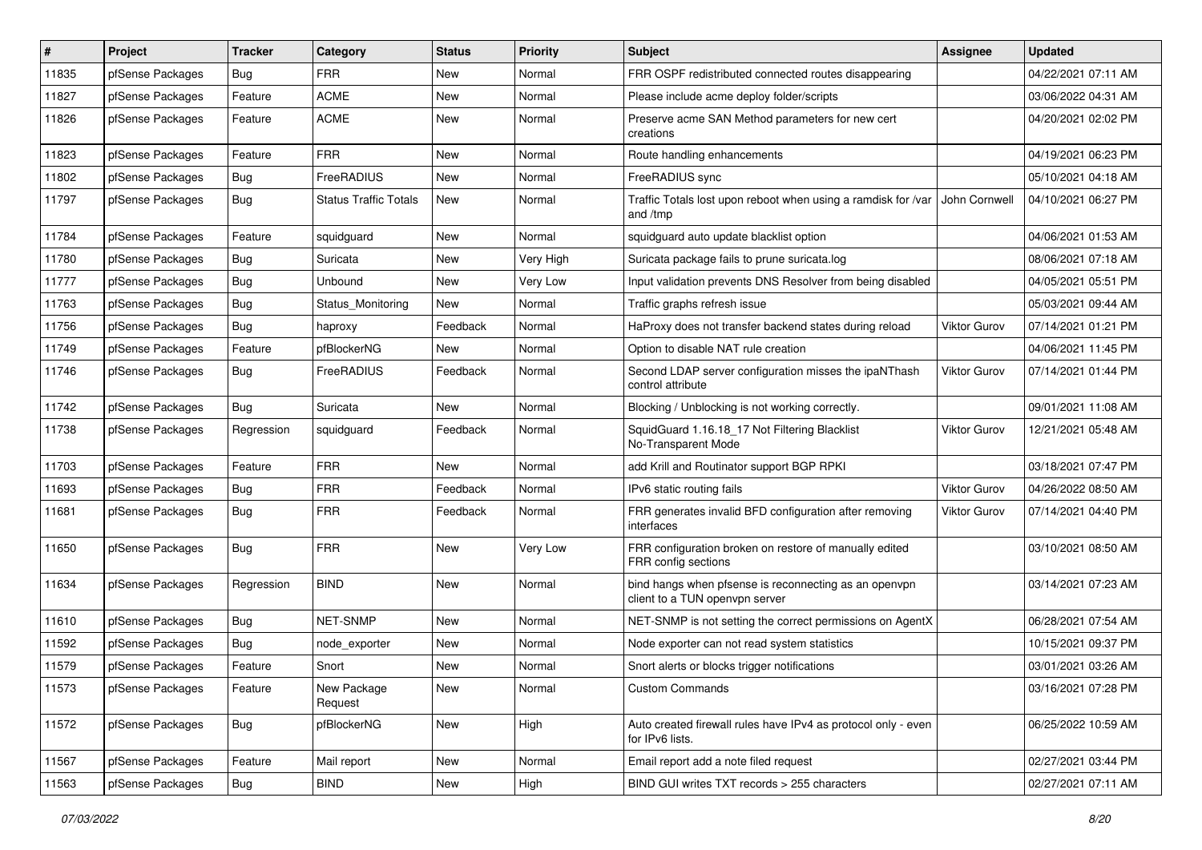| # | Project | Tracker | Category | Status | Priority | Subject | Assignee | Updated |
|---|---|---|---|---|---|---|---|---|
| 11835 | pfSense Packages | Bug | FRR | New | Normal | FRR OSPF redistributed connected routes disappearing | | 04/22/2021 07:11 AM |
| 11827 | pfSense Packages | Feature | ACME | New | Normal | Please include acme deploy folder/scripts | | 03/06/2022 04:31 AM |
| 11826 | pfSense Packages | Feature | ACME | New | Normal | Preserve acme SAN Method parameters for new cert creations | | 04/20/2021 02:02 PM |
| 11823 | pfSense Packages | Feature | FRR | New | Normal | Route handling enhancements | | 04/19/2021 06:23 PM |
| 11802 | pfSense Packages | Bug | FreeRADIUS | New | Normal | FreeRADIUS sync | | 05/10/2021 04:18 AM |
| 11797 | pfSense Packages | Bug | Status Traffic Totals | New | Normal | Traffic Totals lost upon reboot when using a ramdisk for /var and /tmp | John Cornwell | 04/10/2021 06:27 PM |
| 11784 | pfSense Packages | Feature | squidguard | New | Normal | squidguard auto update blacklist option | | 04/06/2021 01:53 AM |
| 11780 | pfSense Packages | Bug | Suricata | New | Very High | Suricata package fails to prune suricata.log | | 08/06/2021 07:18 AM |
| 11777 | pfSense Packages | Bug | Unbound | New | Very Low | Input validation prevents DNS Resolver from being disabled | | 04/05/2021 05:51 PM |
| 11763 | pfSense Packages | Bug | Status_Monitoring | New | Normal | Traffic graphs refresh issue | | 05/03/2021 09:44 AM |
| 11756 | pfSense Packages | Bug | haproxy | Feedback | Normal | HaProxy does not transfer backend states during reload | Viktor Gurov | 07/14/2021 01:21 PM |
| 11749 | pfSense Packages | Feature | pfBlockerNG | New | Normal | Option to disable NAT rule creation | | 04/06/2021 11:45 PM |
| 11746 | pfSense Packages | Bug | FreeRADIUS | Feedback | Normal | Second LDAP server configuration misses the ipaNThash control attribute | Viktor Gurov | 07/14/2021 01:44 PM |
| 11742 | pfSense Packages | Bug | Suricata | New | Normal | Blocking / Unblocking is not working correctly. | | 09/01/2021 11:08 AM |
| 11738 | pfSense Packages | Regression | squidguard | Feedback | Normal | SquidGuard 1.16.18_17 Not Filtering Blacklist No-Transparent Mode | Viktor Gurov | 12/21/2021 05:48 AM |
| 11703 | pfSense Packages | Feature | FRR | New | Normal | add Krill and Routinator support BGP RPKI | | 03/18/2021 07:47 PM |
| 11693 | pfSense Packages | Bug | FRR | Feedback | Normal | IPv6 static routing fails | Viktor Gurov | 04/26/2022 08:50 AM |
| 11681 | pfSense Packages | Bug | FRR | Feedback | Normal | FRR generates invalid BFD configuration after removing interfaces | Viktor Gurov | 07/14/2021 04:40 PM |
| 11650 | pfSense Packages | Bug | FRR | New | Very Low | FRR configuration broken on restore of manually edited FRR config sections | | 03/10/2021 08:50 AM |
| 11634 | pfSense Packages | Regression | BIND | New | Normal | bind hangs when pfsense is reconnecting as an openvpn client to a TUN openvpn server | | 03/14/2021 07:23 AM |
| 11610 | pfSense Packages | Bug | NET-SNMP | New | Normal | NET-SNMP is not setting the correct permissions on AgentX | | 06/28/2021 07:54 AM |
| 11592 | pfSense Packages | Bug | node_exporter | New | Normal | Node exporter can not read system statistics | | 10/15/2021 09:37 PM |
| 11579 | pfSense Packages | Feature | Snort | New | Normal | Snort alerts or blocks trigger notifications | | 03/01/2021 03:26 AM |
| 11573 | pfSense Packages | Feature | New Package Request | New | Normal | Custom Commands | | 03/16/2021 07:28 PM |
| 11572 | pfSense Packages | Bug | pfBlockerNG | New | High | Auto created firewall rules have IPv4 as protocol only - even for IPv6 lists. | | 06/25/2022 10:59 AM |
| 11567 | pfSense Packages | Feature | Mail report | New | Normal | Email report add a note filed request | | 02/27/2021 03:44 PM |
| 11563 | pfSense Packages | Bug | BIND | New | High | BIND GUI writes TXT records > 255 characters | | 02/27/2021 07:11 AM |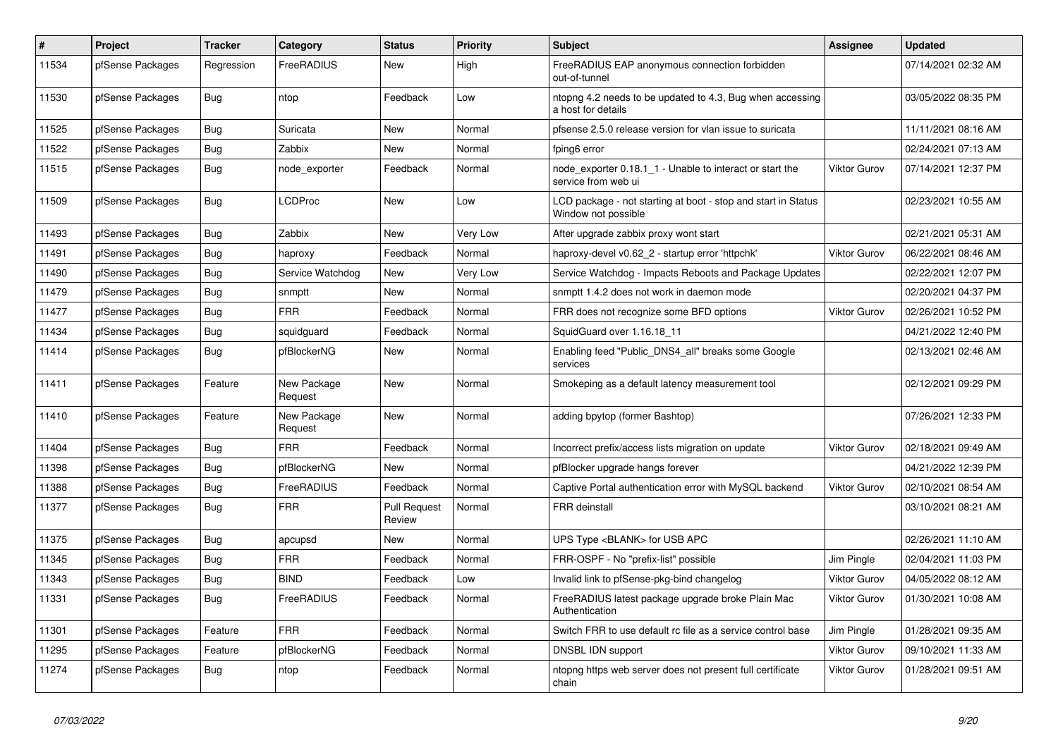| # | Project | Tracker | Category | Status | Priority | Subject | Assignee | Updated |
|---|---|---|---|---|---|---|---|---|
| 11534 | pfSense Packages | Regression | FreeRADIUS | New | High | FreeRADIUS EAP anonymous connection forbidden out-of-tunnel | | 07/14/2021 02:32 AM |
| 11530 | pfSense Packages | Bug | ntop | Feedback | Low | ntopng 4.2 needs to be updated to 4.3, Bug when accessing a host for details | | 03/05/2022 08:35 PM |
| 11525 | pfSense Packages | Bug | Suricata | New | Normal | pfsense 2.5.0 release version for vlan issue to suricata | | 11/11/2021 08:16 AM |
| 11522 | pfSense Packages | Bug | Zabbix | New | Normal | fping6 error | | 02/24/2021 07:13 AM |
| 11515 | pfSense Packages | Bug | node_exporter | Feedback | Normal | node_exporter 0.18.1_1 - Unable to interact or start the service from web ui | Viktor Gurov | 07/14/2021 12:37 PM |
| 11509 | pfSense Packages | Bug | LCDProc | New | Low | LCD package - not starting at boot - stop and start in Status Window not possible | | 02/23/2021 10:55 AM |
| 11493 | pfSense Packages | Bug | Zabbix | New | Very Low | After upgrade zabbix proxy wont start | | 02/21/2021 05:31 AM |
| 11491 | pfSense Packages | Bug | haproxy | Feedback | Normal | haproxy-devel v0.62_2 - startup error 'httpchk' | Viktor Gurov | 06/22/2021 08:46 AM |
| 11490 | pfSense Packages | Bug | Service Watchdog | New | Very Low | Service Watchdog - Impacts Reboots and Package Updates | | 02/22/2021 12:07 PM |
| 11479 | pfSense Packages | Bug | snmptt | New | Normal | snmptt 1.4.2 does not work in daemon mode | | 02/20/2021 04:37 PM |
| 11477 | pfSense Packages | Bug | FRR | Feedback | Normal | FRR does not recognize some BFD options | Viktor Gurov | 02/26/2021 10:52 PM |
| 11434 | pfSense Packages | Bug | squidguard | Feedback | Normal | SquidGuard over 1.16.18_11 | | 04/21/2022 12:40 PM |
| 11414 | pfSense Packages | Bug | pfBlockerNG | New | Normal | Enabling feed "Public_DNS4_all" breaks some Google services | | 02/13/2021 02:46 AM |
| 11411 | pfSense Packages | Feature | New Package Request | New | Normal | Smokeping as a default latency measurement tool | | 02/12/2021 09:29 PM |
| 11410 | pfSense Packages | Feature | New Package Request | New | Normal | adding bpytop (former Bashtop) | | 07/26/2021 12:33 PM |
| 11404 | pfSense Packages | Bug | FRR | Feedback | Normal | Incorrect prefix/access lists migration on update | Viktor Gurov | 02/18/2021 09:49 AM |
| 11398 | pfSense Packages | Bug | pfBlockerNG | New | Normal | pfBlocker upgrade hangs forever | | 04/21/2022 12:39 PM |
| 11388 | pfSense Packages | Bug | FreeRADIUS | Feedback | Normal | Captive Portal authentication error with MySQL backend | Viktor Gurov | 02/10/2021 08:54 AM |
| 11377 | pfSense Packages | Bug | FRR | Pull Request Review | Normal | FRR deinstall | | 03/10/2021 08:21 AM |
| 11375 | pfSense Packages | Bug | apcupsd | New | Normal | UPS Type <BLANK> for USB APC | | 02/26/2021 11:10 AM |
| 11345 | pfSense Packages | Bug | FRR | Feedback | Normal | FRR-OSPF - No "prefix-list" possible | Jim Pingle | 02/04/2021 11:03 PM |
| 11343 | pfSense Packages | Bug | BIND | Feedback | Low | Invalid link to pfSense-pkg-bind changelog | Viktor Gurov | 04/05/2022 08:12 AM |
| 11331 | pfSense Packages | Bug | FreeRADIUS | Feedback | Normal | FreeRADIUS latest package upgrade broke Plain Mac Authentication | Viktor Gurov | 01/30/2021 10:08 AM |
| 11301 | pfSense Packages | Feature | FRR | Feedback | Normal | Switch FRR to use default rc file as a service control base | Jim Pingle | 01/28/2021 09:35 AM |
| 11295 | pfSense Packages | Feature | pfBlockerNG | Feedback | Normal | DNSBL IDN support | Viktor Gurov | 09/10/2021 11:33 AM |
| 11274 | pfSense Packages | Bug | ntop | Feedback | Normal | ntopng https web server does not present full certificate chain | Viktor Gurov | 01/28/2021 09:51 AM |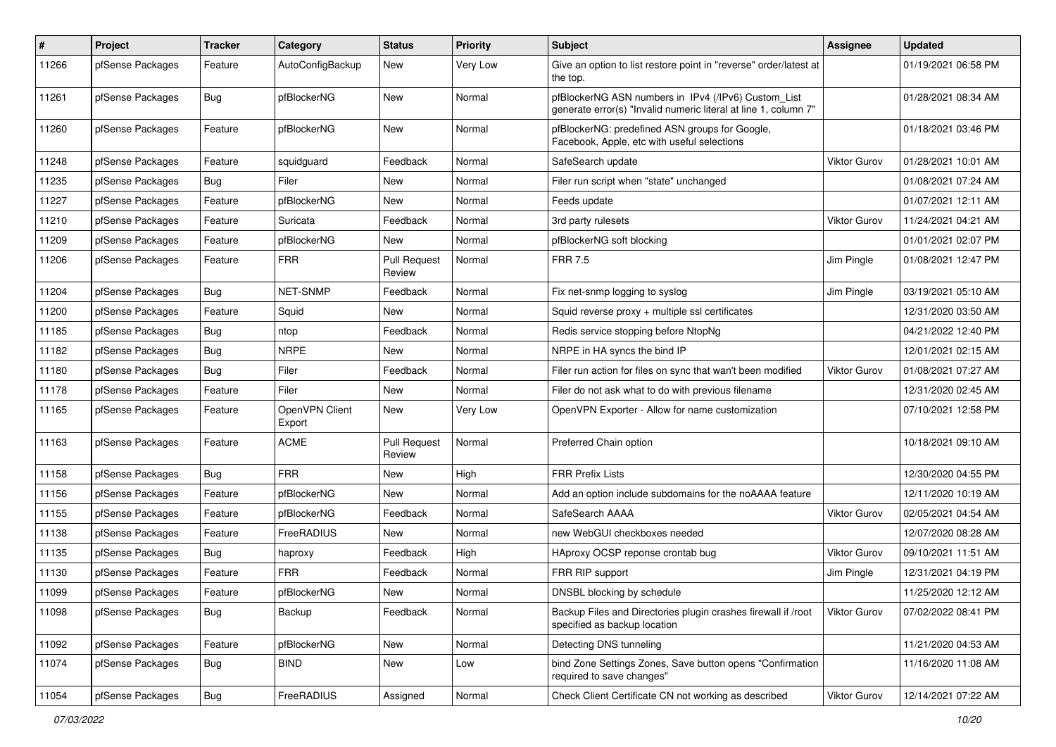| # | Project | Tracker | Category | Status | Priority | Subject | Assignee | Updated |
|---|---|---|---|---|---|---|---|---|
| 11266 | pfSense Packages | Feature | AutoConfigBackup | New | Very Low | Give an option to list restore point in "reverse" order/latest at the top. | | 01/19/2021 06:58 PM |
| 11261 | pfSense Packages | Bug | pfBlockerNG | New | Normal | pfBlockerNG ASN numbers in IPv4 (/IPv6) Custom_List generate error(s) "Invalid numeric literal at line 1, column 7" | | 01/28/2021 08:34 AM |
| 11260 | pfSense Packages | Feature | pfBlockerNG | New | Normal | pfBlockerNG: predefined ASN groups for Google, Facebook, Apple, etc with useful selections | | 01/18/2021 03:46 PM |
| 11248 | pfSense Packages | Feature | squidguard | Feedback | Normal | SafeSearch update | Viktor Gurov | 01/28/2021 10:01 AM |
| 11235 | pfSense Packages | Bug | Filer | New | Normal | Filer run script when "state" unchanged | | 01/08/2021 07:24 AM |
| 11227 | pfSense Packages | Feature | pfBlockerNG | New | Normal | Feeds update | | 01/07/2021 12:11 AM |
| 11210 | pfSense Packages | Feature | Suricata | Feedback | Normal | 3rd party rulesets | Viktor Gurov | 11/24/2021 04:21 AM |
| 11209 | pfSense Packages | Feature | pfBlockerNG | New | Normal | pfBlockerNG soft blocking | | 01/01/2021 02:07 PM |
| 11206 | pfSense Packages | Feature | FRR | Pull Request Review | Normal | FRR 7.5 | Jim Pingle | 01/08/2021 12:47 PM |
| 11204 | pfSense Packages | Bug | NET-SNMP | Feedback | Normal | Fix net-snmp logging to syslog | Jim Pingle | 03/19/2021 05:10 AM |
| 11200 | pfSense Packages | Feature | Squid | New | Normal | Squid reverse proxy + multiple ssl certificates | | 12/31/2020 03:50 AM |
| 11185 | pfSense Packages | Bug | ntop | Feedback | Normal | Redis service stopping before NtopNg | | 04/21/2022 12:40 PM |
| 11182 | pfSense Packages | Bug | NRPE | New | Normal | NRPE in HA syncs the bind IP | | 12/01/2021 02:15 AM |
| 11180 | pfSense Packages | Bug | Filer | Feedback | Normal | Filer run action for files on sync that wan't been modified | Viktor Gurov | 01/08/2021 07:27 AM |
| 11178 | pfSense Packages | Feature | Filer | New | Normal | Filer do not ask what to do with previous filename | | 12/31/2020 02:45 AM |
| 11165 | pfSense Packages | Feature | OpenVPN Client Export | New | Very Low | OpenVPN Exporter - Allow for name customization | | 07/10/2021 12:58 PM |
| 11163 | pfSense Packages | Feature | ACME | Pull Request Review | Normal | Preferred Chain option | | 10/18/2021 09:10 AM |
| 11158 | pfSense Packages | Bug | FRR | New | High | FRR Prefix Lists | | 12/30/2020 04:55 PM |
| 11156 | pfSense Packages | Feature | pfBlockerNG | New | Normal | Add an option include subdomains for the noAAAA feature | | 12/11/2020 10:19 AM |
| 11155 | pfSense Packages | Feature | pfBlockerNG | Feedback | Normal | SafeSearch AAAA | Viktor Gurov | 02/05/2021 04:54 AM |
| 11138 | pfSense Packages | Feature | FreeRADIUS | New | Normal | new WebGUI checkboxes needed | | 12/07/2020 08:28 AM |
| 11135 | pfSense Packages | Bug | haproxy | Feedback | High | HAproxy OCSP reponse crontab bug | Viktor Gurov | 09/10/2021 11:51 AM |
| 11130 | pfSense Packages | Feature | FRR | Feedback | Normal | FRR RIP support | Jim Pingle | 12/31/2021 04:19 PM |
| 11099 | pfSense Packages | Feature | pfBlockerNG | New | Normal | DNSBL blocking by schedule | | 11/25/2020 12:12 AM |
| 11098 | pfSense Packages | Bug | Backup | Feedback | Normal | Backup Files and Directories plugin crashes firewall if /root specified as backup location | Viktor Gurov | 07/02/2022 08:41 PM |
| 11092 | pfSense Packages | Feature | pfBlockerNG | New | Normal | Detecting DNS tunneling | | 11/21/2020 04:53 AM |
| 11074 | pfSense Packages | Bug | BIND | New | Low | bind Zone Settings Zones, Save button opens "Confirmation required to save changes" | | 11/16/2020 11:08 AM |
| 11054 | pfSense Packages | Bug | FreeRADIUS | Assigned | Normal | Check Client Certificate CN not working as described | Viktor Gurov | 12/14/2021 07:22 AM |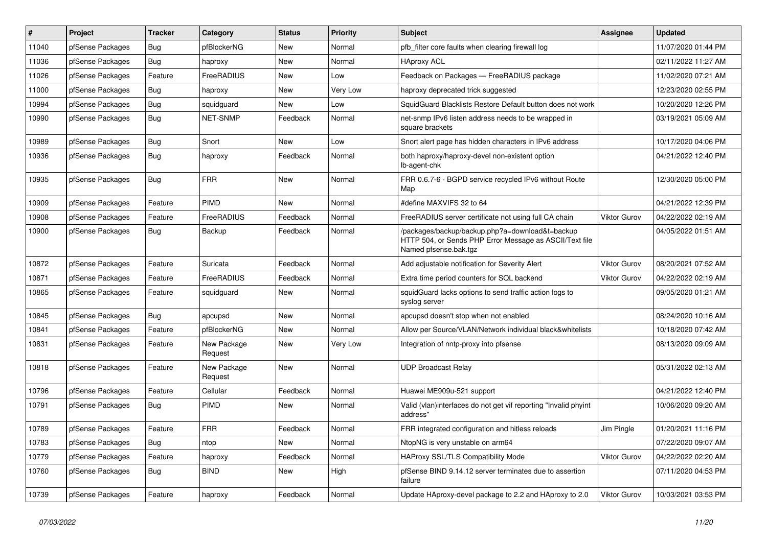| # | Project | Tracker | Category | Status | Priority | Subject | Assignee | Updated |
|---|---|---|---|---|---|---|---|---|
| 11040 | pfSense Packages | Bug | pfBlockerNG | New | Normal | pfb_filter core faults when clearing firewall log | | 11/07/2020 01:44 PM |
| 11036 | pfSense Packages | Bug | haproxy | New | Normal | HAproxy ACL | | 02/11/2022 11:27 AM |
| 11026 | pfSense Packages | Feature | FreeRADIUS | New | Low | Feedback on Packages — FreeRADIUS package | | 11/02/2020 07:21 AM |
| 11000 | pfSense Packages | Bug | haproxy | New | Very Low | haproxy deprecated trick suggested | | 12/23/2020 02:55 PM |
| 10994 | pfSense Packages | Bug | squidguard | New | Low | SquidGuard Blacklists Restore Default button does not work | | 10/20/2020 12:26 PM |
| 10990 | pfSense Packages | Bug | NET-SNMP | Feedback | Normal | net-snmp IPv6 listen address needs to be wrapped in square brackets | | 03/19/2021 05:09 AM |
| 10989 | pfSense Packages | Bug | Snort | New | Low | Snort alert page has hidden characters in IPv6 address | | 10/17/2020 04:06 PM |
| 10936 | pfSense Packages | Bug | haproxy | Feedback | Normal | both haproxy/haproxy-devel non-existent option lb-agent-chk | | 04/21/2022 12:40 PM |
| 10935 | pfSense Packages | Bug | FRR | New | Normal | FRR 0.6.7-6 - BGPD service recycled IPv6 without Route Map | | 12/30/2020 05:00 PM |
| 10909 | pfSense Packages | Feature | PIMD | New | Normal | #define MAXVIFS 32 to 64 | | 04/21/2022 12:39 PM |
| 10908 | pfSense Packages | Feature | FreeRADIUS | Feedback | Normal | FreeRADIUS server certificate not using full CA chain | Viktor Gurov | 04/22/2022 02:19 AM |
| 10900 | pfSense Packages | Bug | Backup | Feedback | Normal | /packages/backup/backup.php?a=download&t=backup HTTP 504, or Sends PHP Error Message as ASCII/Text file Named pfsense.bak.tgz | | 04/05/2022 01:51 AM |
| 10872 | pfSense Packages | Feature | Suricata | Feedback | Normal | Add adjustable notification for Severity Alert | Viktor Gurov | 08/20/2021 07:52 AM |
| 10871 | pfSense Packages | Feature | FreeRADIUS | Feedback | Normal | Extra time period counters for SQL backend | Viktor Gurov | 04/22/2022 02:19 AM |
| 10865 | pfSense Packages | Feature | squidguard | New | Normal | squidGuard lacks options to send traffic action logs to syslog server | | 09/05/2020 01:21 AM |
| 10845 | pfSense Packages | Bug | apcupsd | New | Normal | apcupsd doesn't stop when not enabled | | 08/24/2020 10:16 AM |
| 10841 | pfSense Packages | Feature | pfBlockerNG | New | Normal | Allow per Source/VLAN/Network individual black&whitelists | | 10/18/2020 07:42 AM |
| 10831 | pfSense Packages | Feature | New Package Request | New | Very Low | Integration of nntp-proxy into pfsense | | 08/13/2020 09:09 AM |
| 10818 | pfSense Packages | Feature | New Package Request | New | Normal | UDP Broadcast Relay | | 05/31/2022 02:13 AM |
| 10796 | pfSense Packages | Feature | Cellular | Feedback | Normal | Huawei ME909u-521 support | | 04/21/2022 12:40 PM |
| 10791 | pfSense Packages | Bug | PIMD | New | Normal | Valid (vlan)interfaces do not get vif reporting "Invalid phyint address" | | 10/06/2020 09:20 AM |
| 10789 | pfSense Packages | Feature | FRR | Feedback | Normal | FRR integrated configuration and hitless reloads | Jim Pingle | 01/20/2021 11:16 PM |
| 10783 | pfSense Packages | Bug | ntop | New | Normal | NtopNG is very unstable on arm64 | | 07/22/2020 09:07 AM |
| 10779 | pfSense Packages | Feature | haproxy | Feedback | Normal | HAProxy SSL/TLS Compatibility Mode | Viktor Gurov | 04/22/2022 02:20 AM |
| 10760 | pfSense Packages | Bug | BIND | New | High | pfSense BIND 9.14.12 server terminates due to assertion failure | | 07/11/2020 04:53 PM |
| 10739 | pfSense Packages | Feature | haproxy | Feedback | Normal | Update HAproxy-devel package to 2.2 and HAproxy to 2.0 | Viktor Gurov | 10/03/2021 03:53 PM |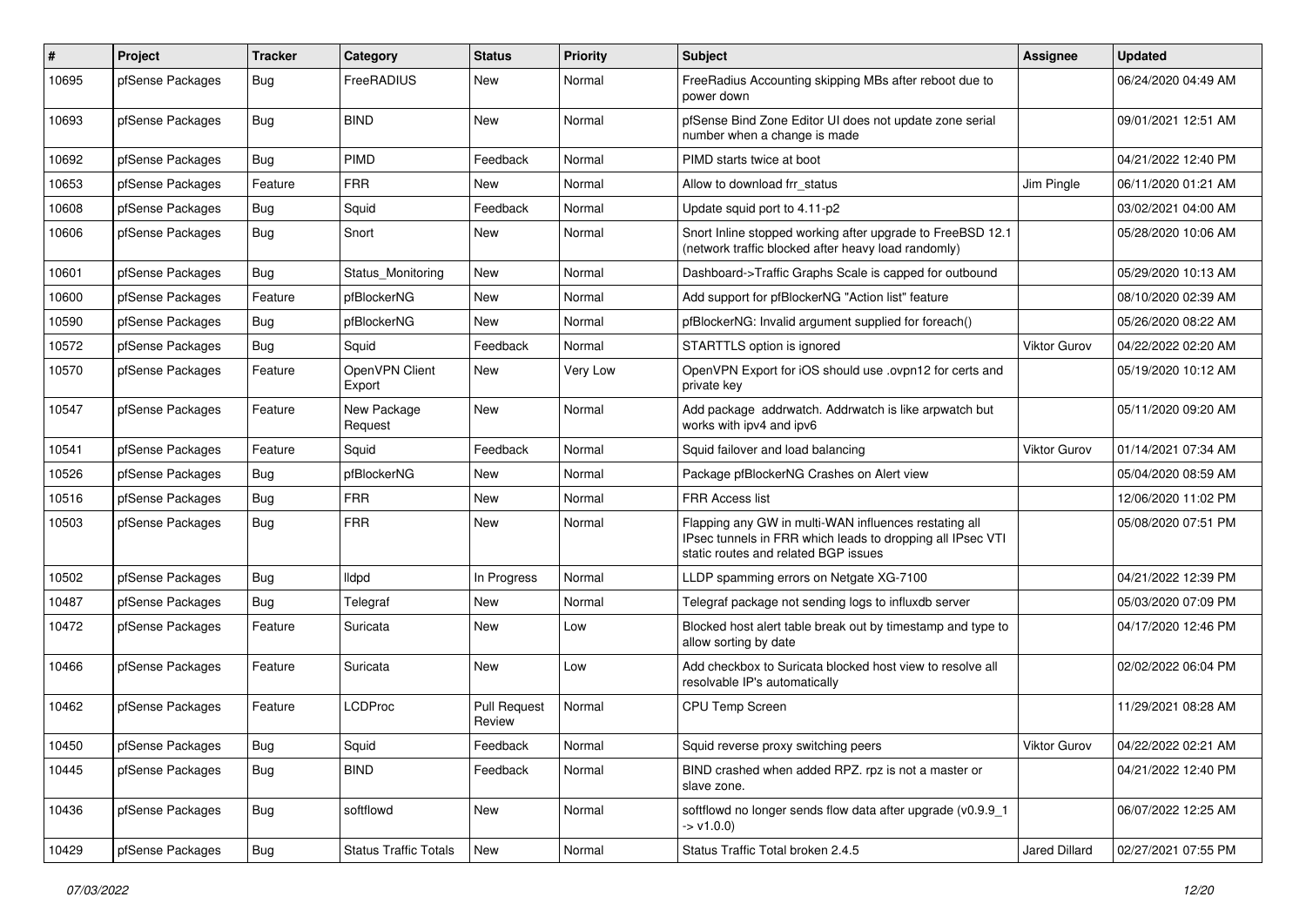| # | Project | Tracker | Category | Status | Priority | Subject | Assignee | Updated |
|---|---|---|---|---|---|---|---|---|
| 10695 | pfSense Packages | Bug | FreeRADIUS | New | Normal | FreeRadius Accounting skipping MBs after reboot due to power down | | 06/24/2020 04:49 AM |
| 10693 | pfSense Packages | Bug | BIND | New | Normal | pfSense Bind Zone Editor UI does not update zone serial number when a change is made | | 09/01/2021 12:51 AM |
| 10692 | pfSense Packages | Bug | PIMD | Feedback | Normal | PIMD starts twice at boot | | 04/21/2022 12:40 PM |
| 10653 | pfSense Packages | Feature | FRR | New | Normal | Allow to download frr_status | Jim Pingle | 06/11/2020 01:21 AM |
| 10608 | pfSense Packages | Bug | Squid | Feedback | Normal | Update squid port to 4.11-p2 | | 03/02/2021 04:00 AM |
| 10606 | pfSense Packages | Bug | Snort | New | Normal | Snort Inline stopped working after upgrade to FreeBSD 12.1 (network traffic blocked after heavy load randomly) | | 05/28/2020 10:06 AM |
| 10601 | pfSense Packages | Bug | Status_Monitoring | New | Normal | Dashboard->Traffic Graphs Scale is capped for outbound | | 05/29/2020 10:13 AM |
| 10600 | pfSense Packages | Feature | pfBlockerNG | New | Normal | Add support for pfBlockerNG "Action list" feature | | 08/10/2020 02:39 AM |
| 10590 | pfSense Packages | Bug | pfBlockerNG | New | Normal | pfBlockerNG: Invalid argument supplied for foreach() | | 05/26/2020 08:22 AM |
| 10572 | pfSense Packages | Bug | Squid | Feedback | Normal | STARTTLS option is ignored | Viktor Gurov | 04/22/2022 02:20 AM |
| 10570 | pfSense Packages | Feature | OpenVPN Client Export | New | Very Low | OpenVPN Export for iOS should use .ovpn12 for certs and private key | | 05/19/2020 10:12 AM |
| 10547 | pfSense Packages | Feature | New Package Request | New | Normal | Add package addrwatch. Addrwatch is like arpwatch but works with ipv4 and ipv6 | | 05/11/2020 09:20 AM |
| 10541 | pfSense Packages | Feature | Squid | Feedback | Normal | Squid failover and load balancing | Viktor Gurov | 01/14/2021 07:34 AM |
| 10526 | pfSense Packages | Bug | pfBlockerNG | New | Normal | Package pfBlockerNG Crashes on Alert view | | 05/04/2020 08:59 AM |
| 10516 | pfSense Packages | Bug | FRR | New | Normal | FRR Access list | | 12/06/2020 11:02 PM |
| 10503 | pfSense Packages | Bug | FRR | New | Normal | Flapping any GW in multi-WAN influences restating all IPsec tunnels in FRR which leads to dropping all IPsec VTI static routes and related BGP issues | | 05/08/2020 07:51 PM |
| 10502 | pfSense Packages | Bug | lldpd | In Progress | Normal | LLDP spamming errors on Netgate XG-7100 | | 04/21/2022 12:39 PM |
| 10487 | pfSense Packages | Bug | Telegraf | New | Normal | Telegraf package not sending logs to influxdb server | | 05/03/2020 07:09 PM |
| 10472 | pfSense Packages | Feature | Suricata | New | Low | Blocked host alert table break out by timestamp and type to allow sorting by date | | 04/17/2020 12:46 PM |
| 10466 | pfSense Packages | Feature | Suricata | New | Low | Add checkbox to Suricata blocked host view to resolve all resolvable IP's automatically | | 02/02/2022 06:04 PM |
| 10462 | pfSense Packages | Feature | LCDProc | Pull Request Review | Normal | CPU Temp Screen | | 11/29/2021 08:28 AM |
| 10450 | pfSense Packages | Bug | Squid | Feedback | Normal | Squid reverse proxy switching peers | Viktor Gurov | 04/22/2022 02:21 AM |
| 10445 | pfSense Packages | Bug | BIND | Feedback | Normal | BIND crashed when added RPZ. rpz is not a master or slave zone. | | 04/21/2022 12:40 PM |
| 10436 | pfSense Packages | Bug | softflowd | New | Normal | softflowd no longer sends flow data after upgrade (v0.9.9_1 -> v1.0.0) | | 06/07/2022 12:25 AM |
| 10429 | pfSense Packages | Bug | Status Traffic Totals | New | Normal | Status Traffic Total broken 2.4.5 | Jared Dillard | 02/27/2021 07:55 PM |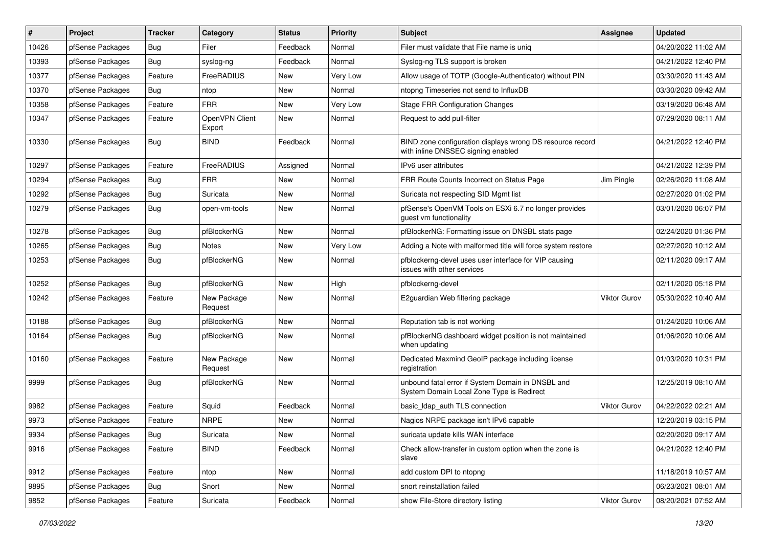| # | Project | Tracker | Category | Status | Priority | Subject | Assignee | Updated |
|---|---|---|---|---|---|---|---|---|
| 10426 | pfSense Packages | Bug | Filer | Feedback | Normal | Filer must validate that File name is uniq | | 04/20/2022 11:02 AM |
| 10393 | pfSense Packages | Bug | syslog-ng | Feedback | Normal | Syslog-ng TLS support is broken | | 04/21/2022 12:40 PM |
| 10377 | pfSense Packages | Feature | FreeRADIUS | New | Very Low | Allow usage of TOTP (Google-Authenticator) without PIN | | 03/30/2020 11:43 AM |
| 10370 | pfSense Packages | Bug | ntop | New | Normal | ntopng Timeseries not send to InfluxDB | | 03/30/2020 09:42 AM |
| 10358 | pfSense Packages | Feature | FRR | New | Very Low | Stage FRR Configuration Changes | | 03/19/2020 06:48 AM |
| 10347 | pfSense Packages | Feature | OpenVPN Client Export | New | Normal | Request to add pull-filter | | 07/29/2020 08:11 AM |
| 10330 | pfSense Packages | Bug | BIND | Feedback | Normal | BIND zone configuration displays wrong DS resource record with inline DNSSEC signing enabled | | 04/21/2022 12:40 PM |
| 10297 | pfSense Packages | Feature | FreeRADIUS | Assigned | Normal | IPv6 user attributes | | 04/21/2022 12:39 PM |
| 10294 | pfSense Packages | Bug | FRR | New | Normal | FRR Route Counts Incorrect on Status Page | Jim Pingle | 02/26/2020 11:08 AM |
| 10292 | pfSense Packages | Bug | Suricata | New | Normal | Suricata not respecting SID Mgmt list | | 02/27/2020 01:02 PM |
| 10279 | pfSense Packages | Bug | open-vm-tools | New | Normal | pfSense's OpenVM Tools on ESXi 6.7 no longer provides guest vm functionality | | 03/01/2020 06:07 PM |
| 10278 | pfSense Packages | Bug | pfBlockerNG | New | Normal | pfBlockerNG: Formatting issue on DNSBL stats page | | 02/24/2020 01:36 PM |
| 10265 | pfSense Packages | Bug | Notes | New | Very Low | Adding a Note with malformed title will force system restore | | 02/27/2020 10:12 AM |
| 10253 | pfSense Packages | Bug | pfBlockerNG | New | Normal | pfblockerng-devel uses user interface for VIP causing issues with other services | | 02/11/2020 09:17 AM |
| 10252 | pfSense Packages | Bug | pfBlockerNG | New | High | pfblockerng-devel | | 02/11/2020 05:18 PM |
| 10242 | pfSense Packages | Feature | New Package Request | New | Normal | E2guardian Web filtering package | Viktor Gurov | 05/30/2022 10:40 AM |
| 10188 | pfSense Packages | Bug | pfBlockerNG | New | Normal | Reputation tab is not working | | 01/24/2020 10:06 AM |
| 10164 | pfSense Packages | Bug | pfBlockerNG | New | Normal | pfBlockerNG dashboard widget position is not maintained when updating | | 01/06/2020 10:06 AM |
| 10160 | pfSense Packages | Feature | New Package Request | New | Normal | Dedicated Maxmind GeoIP package including license registration | | 01/03/2020 10:31 PM |
| 9999 | pfSense Packages | Bug | pfBlockerNG | New | Normal | unbound fatal error if System Domain in DNSBL and System Domain Local Zone Type is Redirect | | 12/25/2019 08:10 AM |
| 9982 | pfSense Packages | Feature | Squid | Feedback | Normal | basic_ldap_auth TLS connection | Viktor Gurov | 04/22/2022 02:21 AM |
| 9973 | pfSense Packages | Feature | NRPE | New | Normal | Nagios NRPE package isn't IPv6 capable | | 12/20/2019 03:15 PM |
| 9934 | pfSense Packages | Bug | Suricata | New | Normal | suricata update kills WAN interface | | 02/20/2020 09:17 AM |
| 9916 | pfSense Packages | Feature | BIND | Feedback | Normal | Check allow-transfer in custom option when the zone is slave | | 04/21/2022 12:40 PM |
| 9912 | pfSense Packages | Feature | ntop | New | Normal | add custom DPI to ntopng | | 11/18/2019 10:57 AM |
| 9895 | pfSense Packages | Bug | Snort | New | Normal | snort reinstallation failed | | 06/23/2021 08:01 AM |
| 9852 | pfSense Packages | Feature | Suricata | Feedback | Normal | show File-Store directory listing | Viktor Gurov | 08/20/2021 07:52 AM |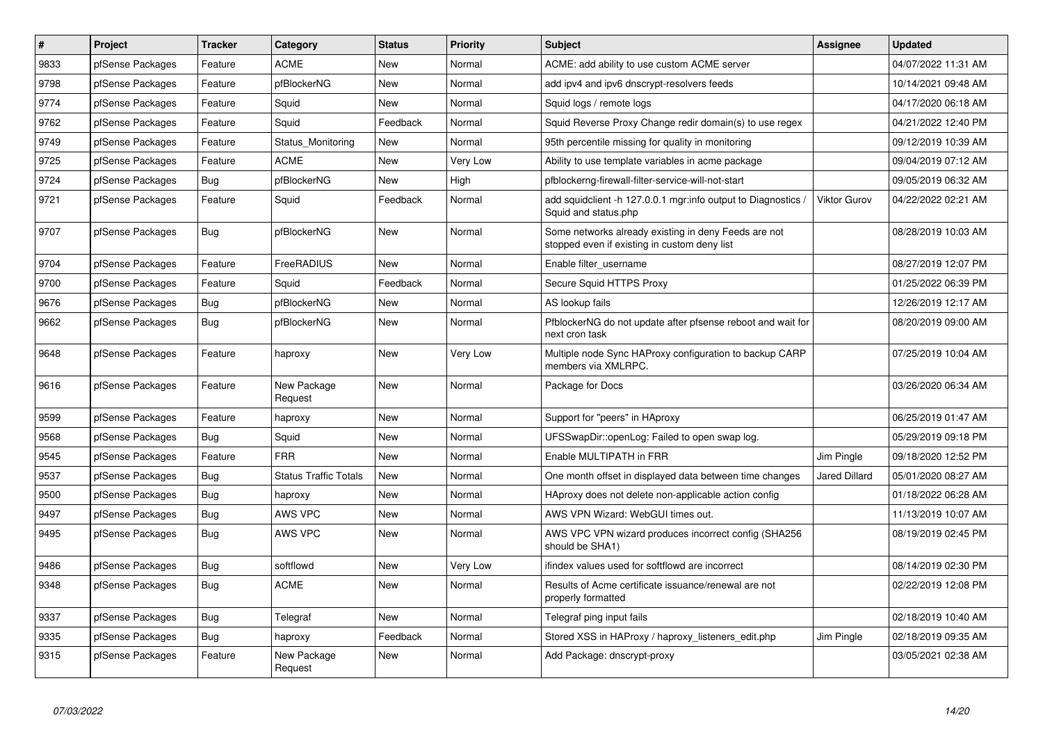| # | Project | Tracker | Category | Status | Priority | Subject | Assignee | Updated |
|---|---|---|---|---|---|---|---|---|
| 9833 | pfSense Packages | Feature | ACME | New | Normal | ACME: add ability to use custom ACME server | | 04/07/2022 11:31 AM |
| 9798 | pfSense Packages | Feature | pfBlockerNG | New | Normal | add ipv4 and ipv6 dnscrypt-resolvers feeds | | 10/14/2021 09:48 AM |
| 9774 | pfSense Packages | Feature | Squid | New | Normal | Squid logs / remote logs | | 04/17/2020 06:18 AM |
| 9762 | pfSense Packages | Feature | Squid | Feedback | Normal | Squid Reverse Proxy Change redir domain(s) to use regex | | 04/21/2022 12:40 PM |
| 9749 | pfSense Packages | Feature | Status_Monitoring | New | Normal | 95th percentile missing for quality in monitoring | | 09/12/2019 10:39 AM |
| 9725 | pfSense Packages | Feature | ACME | New | Very Low | Ability to use template variables in acme package | | 09/04/2019 07:12 AM |
| 9724 | pfSense Packages | Bug | pfBlockerNG | New | High | pfblockerng-firewall-filter-service-will-not-start | | 09/05/2019 06:32 AM |
| 9721 | pfSense Packages | Feature | Squid | Feedback | Normal | add squidclient -h 127.0.0.1 mgr:info output to Diagnostics / Squid and status.php | Viktor Gurov | 04/22/2022 02:21 AM |
| 9707 | pfSense Packages | Bug | pfBlockerNG | New | Normal | Some networks already existing in deny Feeds are not stopped even if existing in custom deny list | | 08/28/2019 10:03 AM |
| 9704 | pfSense Packages | Feature | FreeRADIUS | New | Normal | Enable filter_username | | 08/27/2019 12:07 PM |
| 9700 | pfSense Packages | Feature | Squid | Feedback | Normal | Secure Squid HTTPS Proxy | | 01/25/2022 06:39 PM |
| 9676 | pfSense Packages | Bug | pfBlockerNG | New | Normal | AS lookup fails | | 12/26/2019 12:17 AM |
| 9662 | pfSense Packages | Bug | pfBlockerNG | New | Normal | PfblockerNG do not update after pfsense reboot and wait for next cron task | | 08/20/2019 09:00 AM |
| 9648 | pfSense Packages | Feature | haproxy | New | Very Low | Multiple node Sync HAProxy configuration to backup CARP members via XMLRPC. | | 07/25/2019 10:04 AM |
| 9616 | pfSense Packages | Feature | New Package Request | New | Normal | Package for Docs | | 03/26/2020 06:34 AM |
| 9599 | pfSense Packages | Feature | haproxy | New | Normal | Support for "peers" in HAproxy | | 06/25/2019 01:47 AM |
| 9568 | pfSense Packages | Bug | Squid | New | Normal | UFSSwapDir::openLog: Failed to open swap log. | | 05/29/2019 09:18 PM |
| 9545 | pfSense Packages | Feature | FRR | New | Normal | Enable MULTIPATH in FRR | Jim Pingle | 09/18/2020 12:52 PM |
| 9537 | pfSense Packages | Bug | Status Traffic Totals | New | Normal | One month offset in displayed data between time changes | Jared Dillard | 05/01/2020 08:27 AM |
| 9500 | pfSense Packages | Bug | haproxy | New | Normal | HAproxy does not delete non-applicable action config | | 01/18/2022 06:28 AM |
| 9497 | pfSense Packages | Bug | AWS VPC | New | Normal | AWS VPN Wizard: WebGUI times out. | | 11/13/2019 10:07 AM |
| 9495 | pfSense Packages | Bug | AWS VPC | New | Normal | AWS VPC VPN wizard produces incorrect config (SHA256 should be SHA1) | | 08/19/2019 02:45 PM |
| 9486 | pfSense Packages | Bug | softflowd | New | Very Low | ifindex values used for softflowd are incorrect | | 08/14/2019 02:30 PM |
| 9348 | pfSense Packages | Bug | ACME | New | Normal | Results of Acme certificate issuance/renewal are not properly formatted | | 02/22/2019 12:08 PM |
| 9337 | pfSense Packages | Bug | Telegraf | New | Normal | Telegraf ping input fails | | 02/18/2019 10:40 AM |
| 9335 | pfSense Packages | Bug | haproxy | Feedback | Normal | Stored XSS in HAProxy / haproxy_listeners_edit.php | Jim Pingle | 02/18/2019 09:35 AM |
| 9315 | pfSense Packages | Feature | New Package Request | New | Normal | Add Package: dnscrypt-proxy | | 03/05/2021 02:38 AM |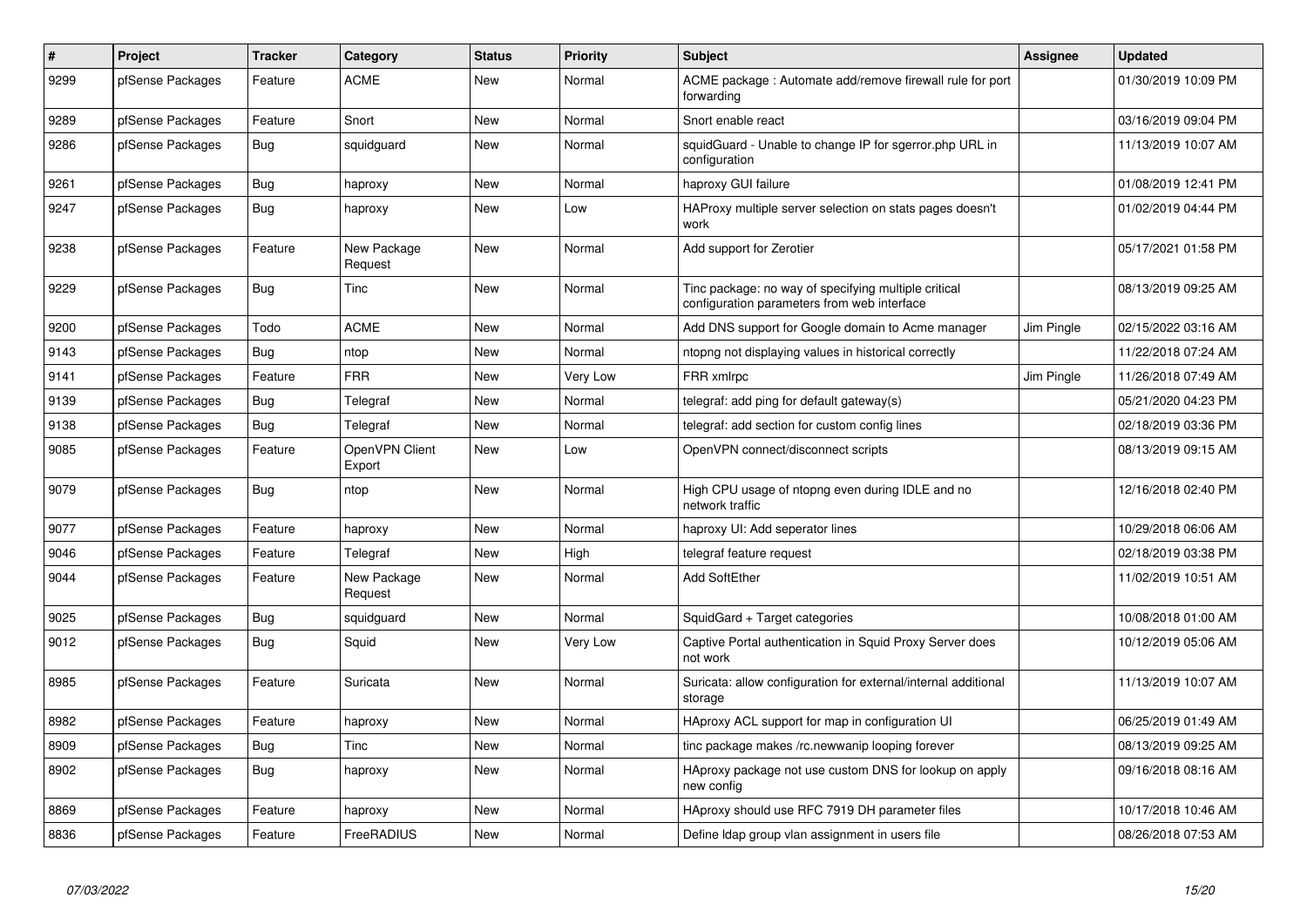| # | Project | Tracker | Category | Status | Priority | Subject | Assignee | Updated |
|---|---|---|---|---|---|---|---|---|
| 9299 | pfSense Packages | Feature | ACME | New | Normal | ACME package : Automate add/remove firewall rule for port forwarding | | 01/30/2019 10:09 PM |
| 9289 | pfSense Packages | Feature | Snort | New | Normal | Snort enable react | | 03/16/2019 09:04 PM |
| 9286 | pfSense Packages | Bug | squidguard | New | Normal | squidGuard - Unable to change IP for sgerror.php URL in configuration | | 11/13/2019 10:07 AM |
| 9261 | pfSense Packages | Bug | haproxy | New | Normal | haproxy GUI failure | | 01/08/2019 12:41 PM |
| 9247 | pfSense Packages | Bug | haproxy | New | Low | HAProxy multiple server selection on stats pages doesn't work | | 01/02/2019 04:44 PM |
| 9238 | pfSense Packages | Feature | New Package Request | New | Normal | Add support for Zerotier | | 05/17/2021 01:58 PM |
| 9229 | pfSense Packages | Bug | Tinc | New | Normal | Tinc package: no way of specifying multiple critical configuration parameters from web interface | | 08/13/2019 09:25 AM |
| 9200 | pfSense Packages | Todo | ACME | New | Normal | Add DNS support for Google domain to Acme manager | Jim Pingle | 02/15/2022 03:16 AM |
| 9143 | pfSense Packages | Bug | ntop | New | Normal | ntopng not displaying values in historical correctly | | 11/22/2018 07:24 AM |
| 9141 | pfSense Packages | Feature | FRR | New | Very Low | FRR xmlrpc | Jim Pingle | 11/26/2018 07:49 AM |
| 9139 | pfSense Packages | Bug | Telegraf | New | Normal | telegraf: add ping for default gateway(s) | | 05/21/2020 04:23 PM |
| 9138 | pfSense Packages | Bug | Telegraf | New | Normal | telegraf: add section for custom config lines | | 02/18/2019 03:36 PM |
| 9085 | pfSense Packages | Feature | OpenVPN Client Export | New | Low | OpenVPN connect/disconnect scripts | | 08/13/2019 09:15 AM |
| 9079 | pfSense Packages | Bug | ntop | New | Normal | High CPU usage of ntopng even during IDLE and no network traffic | | 12/16/2018 02:40 PM |
| 9077 | pfSense Packages | Feature | haproxy | New | Normal | haproxy UI: Add seperator lines | | 10/29/2018 06:06 AM |
| 9046 | pfSense Packages | Feature | Telegraf | New | High | telegraf feature request | | 02/18/2019 03:38 PM |
| 9044 | pfSense Packages | Feature | New Package Request | New | Normal | Add SoftEther | | 11/02/2019 10:51 AM |
| 9025 | pfSense Packages | Bug | squidguard | New | Normal | SquidGard + Target categories | | 10/08/2018 01:00 AM |
| 9012 | pfSense Packages | Bug | Squid | New | Very Low | Captive Portal authentication in Squid Proxy Server does not work | | 10/12/2019 05:06 AM |
| 8985 | pfSense Packages | Feature | Suricata | New | Normal | Suricata: allow configuration for external/internal additional storage | | 11/13/2019 10:07 AM |
| 8982 | pfSense Packages | Feature | haproxy | New | Normal | HAproxy ACL support for map in configuration UI | | 06/25/2019 01:49 AM |
| 8909 | pfSense Packages | Bug | Tinc | New | Normal | tinc package makes /rc.newwanip looping forever | | 08/13/2019 09:25 AM |
| 8902 | pfSense Packages | Bug | haproxy | New | Normal | HAproxy package not use custom DNS for lookup on apply new config | | 09/16/2018 08:16 AM |
| 8869 | pfSense Packages | Feature | haproxy | New | Normal | HAproxy should use RFC 7919 DH parameter files | | 10/17/2018 10:46 AM |
| 8836 | pfSense Packages | Feature | FreeRADIUS | New | Normal | Define ldap group vlan assignment in users file | | 08/26/2018 07:53 AM |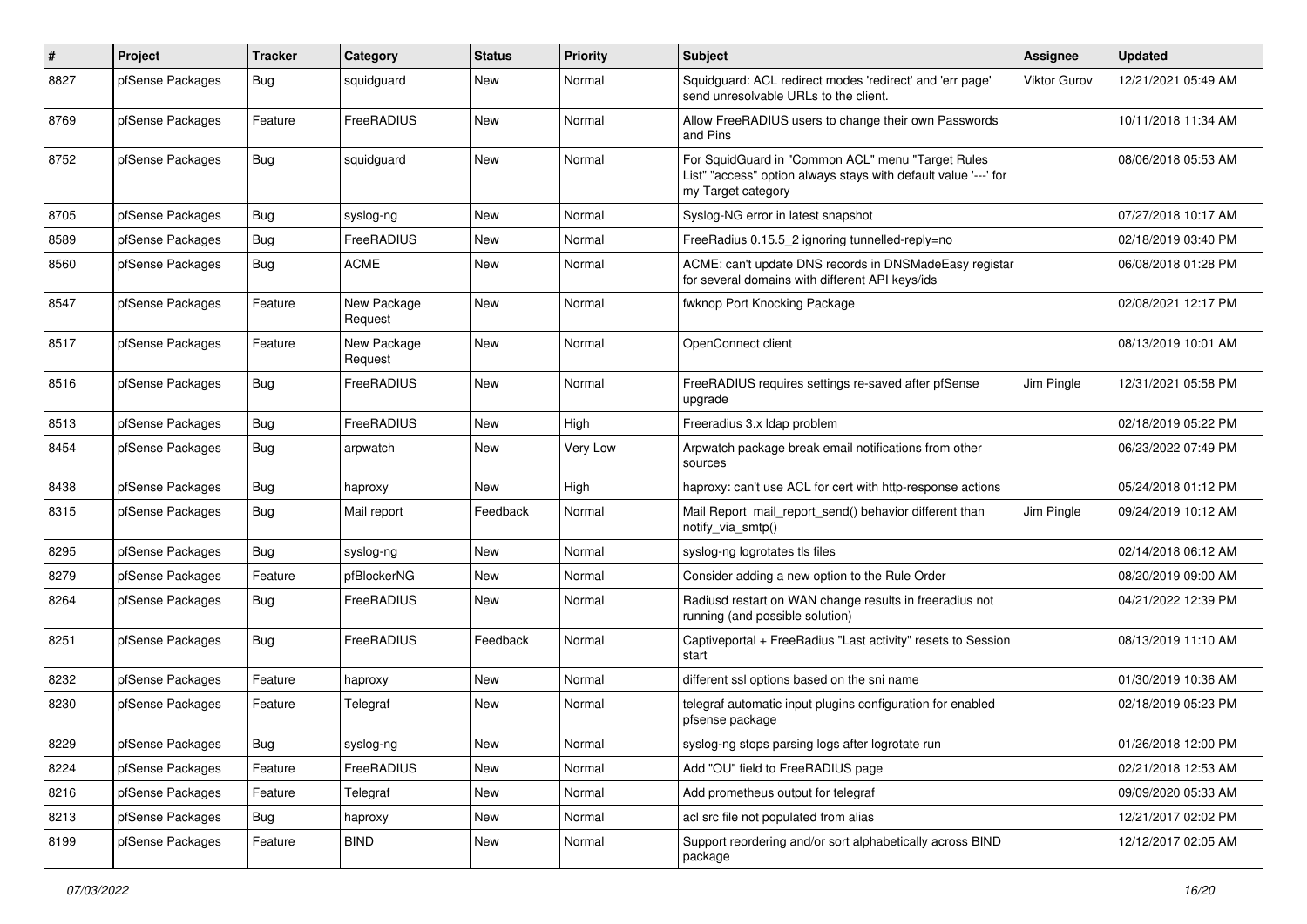| # | Project | Tracker | Category | Status | Priority | Subject | Assignee | Updated |
|---|---|---|---|---|---|---|---|---|
| 8827 | pfSense Packages | Bug | squidguard | New | Normal | Squidguard: ACL redirect modes 'redirect' and 'err page' send unresolvable URLs to the client. | Viktor Gurov | 12/21/2021 05:49 AM |
| 8769 | pfSense Packages | Feature | FreeRADIUS | New | Normal | Allow FreeRADIUS users to change their own Passwords and Pins | | 10/11/2018 11:34 AM |
| 8752 | pfSense Packages | Bug | squidguard | New | Normal | For SquidGuard in "Common ACL" menu "Target Rules List" "access" option always stays with default value '---' for my Target category | | 08/06/2018 05:53 AM |
| 8705 | pfSense Packages | Bug | syslog-ng | New | Normal | Syslog-NG error in latest snapshot | | 07/27/2018 10:17 AM |
| 8589 | pfSense Packages | Bug | FreeRADIUS | New | Normal | FreeRadius 0.15.5_2 ignoring tunnelled-reply=no | | 02/18/2019 03:40 PM |
| 8560 | pfSense Packages | Bug | ACME | New | Normal | ACME: can't update DNS records in DNSMadeEasy registar for several domains with different API keys/ids | | 06/08/2018 01:28 PM |
| 8547 | pfSense Packages | Feature | New Package Request | New | Normal | fwknop Port Knocking Package | | 02/08/2021 12:17 PM |
| 8517 | pfSense Packages | Feature | New Package Request | New | Normal | OpenConnect client | | 08/13/2019 10:01 AM |
| 8516 | pfSense Packages | Bug | FreeRADIUS | New | Normal | FreeRADIUS requires settings re-saved after pfSense upgrade | Jim Pingle | 12/31/2021 05:58 PM |
| 8513 | pfSense Packages | Bug | FreeRADIUS | New | High | Freeradius 3.x ldap problem | | 02/18/2019 05:22 PM |
| 8454 | pfSense Packages | Bug | arpwatch | New | Very Low | Arpwatch package break email notifications from other sources | | 06/23/2022 07:49 PM |
| 8438 | pfSense Packages | Bug | haproxy | New | High | haproxy: can't use ACL for cert with http-response actions | | 05/24/2018 01:12 PM |
| 8315 | pfSense Packages | Bug | Mail report | Feedback | Normal | Mail Report mail_report_send() behavior different than notify_via_smtp() | Jim Pingle | 09/24/2019 10:12 AM |
| 8295 | pfSense Packages | Bug | syslog-ng | New | Normal | syslog-ng logrotates tls files | | 02/14/2018 06:12 AM |
| 8279 | pfSense Packages | Feature | pfBlockerNG | New | Normal | Consider adding a new option to the Rule Order | | 08/20/2019 09:00 AM |
| 8264 | pfSense Packages | Bug | FreeRADIUS | New | Normal | Radiusd restart on WAN change results in freeradius not running (and possible solution) | | 04/21/2022 12:39 PM |
| 8251 | pfSense Packages | Bug | FreeRADIUS | Feedback | Normal | Captiveportal + FreeRadius "Last activity" resets to Session start | | 08/13/2019 11:10 AM |
| 8232 | pfSense Packages | Feature | haproxy | New | Normal | different ssl options based on the sni name | | 01/30/2019 10:36 AM |
| 8230 | pfSense Packages | Feature | Telegraf | New | Normal | telegraf automatic input plugins configuration for enabled pfsense package | | 02/18/2019 05:23 PM |
| 8229 | pfSense Packages | Bug | syslog-ng | New | Normal | syslog-ng stops parsing logs after logrotate run | | 01/26/2018 12:00 PM |
| 8224 | pfSense Packages | Feature | FreeRADIUS | New | Normal | Add "OU" field to FreeRADIUS page | | 02/21/2018 12:53 AM |
| 8216 | pfSense Packages | Feature | Telegraf | New | Normal | Add prometheus output for telegraf | | 09/09/2020 05:33 AM |
| 8213 | pfSense Packages | Bug | haproxy | New | Normal | acl src file not populated from alias | | 12/21/2017 02:02 PM |
| 8199 | pfSense Packages | Feature | BIND | New | Normal | Support reordering and/or sort alphabetically across BIND package | | 12/12/2017 02:05 AM |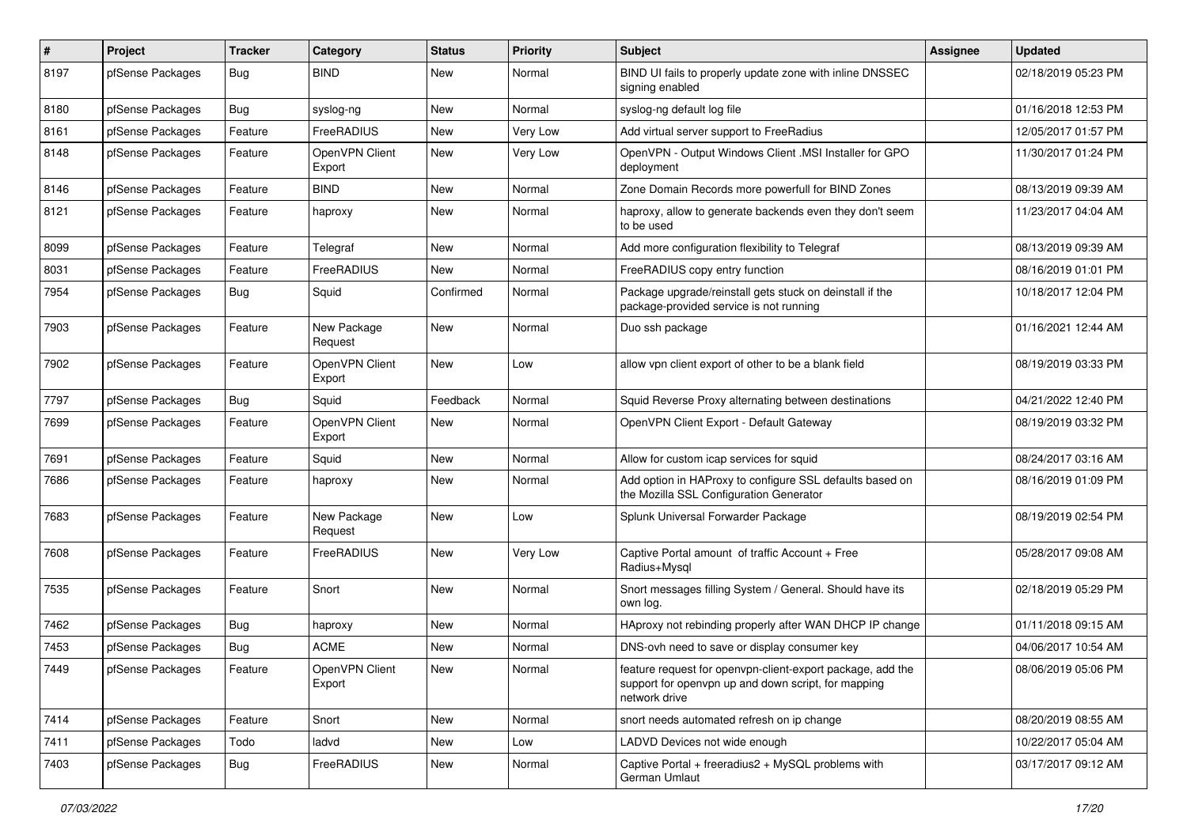| # | Project | Tracker | Category | Status | Priority | Subject | Assignee | Updated |
|---|---|---|---|---|---|---|---|---|
| 8197 | pfSense Packages | Bug | BIND | New | Normal | BIND UI fails to properly update zone with inline DNSSEC signing enabled | | 02/18/2019 05:23 PM |
| 8180 | pfSense Packages | Bug | syslog-ng | New | Normal | syslog-ng default log file | | 01/16/2018 12:53 PM |
| 8161 | pfSense Packages | Feature | FreeRADIUS | New | Very Low | Add virtual server support to FreeRadius | | 12/05/2017 01:57 PM |
| 8148 | pfSense Packages | Feature | OpenVPN Client Export | New | Very Low | OpenVPN - Output Windows Client .MSI Installer for GPO deployment | | 11/30/2017 01:24 PM |
| 8146 | pfSense Packages | Feature | BIND | New | Normal | Zone Domain Records more powerfull for BIND Zones | | 08/13/2019 09:39 AM |
| 8121 | pfSense Packages | Feature | haproxy | New | Normal | haproxy, allow to generate backends even they don't seem to be used | | 11/23/2017 04:04 AM |
| 8099 | pfSense Packages | Feature | Telegraf | New | Normal | Add more configuration flexibility to Telegraf | | 08/13/2019 09:39 AM |
| 8031 | pfSense Packages | Feature | FreeRADIUS | New | Normal | FreeRADIUS copy entry function | | 08/16/2019 01:01 PM |
| 7954 | pfSense Packages | Bug | Squid | Confirmed | Normal | Package upgrade/reinstall gets stuck on deinstall if the package-provided service is not running | | 10/18/2017 12:04 PM |
| 7903 | pfSense Packages | Feature | New Package Request | New | Normal | Duo ssh package | | 01/16/2021 12:44 AM |
| 7902 | pfSense Packages | Feature | OpenVPN Client Export | New | Low | allow vpn client export of other to be a blank field | | 08/19/2019 03:33 PM |
| 7797 | pfSense Packages | Bug | Squid | Feedback | Normal | Squid Reverse Proxy alternating between destinations | | 04/21/2022 12:40 PM |
| 7699 | pfSense Packages | Feature | OpenVPN Client Export | New | Normal | OpenVPN Client Export - Default Gateway | | 08/19/2019 03:32 PM |
| 7691 | pfSense Packages | Feature | Squid | New | Normal | Allow for custom icap services for squid | | 08/24/2017 03:16 AM |
| 7686 | pfSense Packages | Feature | haproxy | New | Normal | Add option in HAProxy to configure SSL defaults based on the Mozilla SSL Configuration Generator | | 08/16/2019 01:09 PM |
| 7683 | pfSense Packages | Feature | New Package Request | New | Low | Splunk Universal Forwarder Package | | 08/19/2019 02:54 PM |
| 7608 | pfSense Packages | Feature | FreeRADIUS | New | Very Low | Captive Portal amount of traffic Account + Free Radius+Mysql | | 05/28/2017 09:08 AM |
| 7535 | pfSense Packages | Feature | Snort | New | Normal | Snort messages filling System / General. Should have its own log. | | 02/18/2019 05:29 PM |
| 7462 | pfSense Packages | Bug | haproxy | New | Normal | HAproxy not rebinding properly after WAN DHCP IP change | | 01/11/2018 09:15 AM |
| 7453 | pfSense Packages | Bug | ACME | New | Normal | DNS-ovh need to save or display consumer key | | 04/06/2017 10:54 AM |
| 7449 | pfSense Packages | Feature | OpenVPN Client Export | New | Normal | feature request for openvpn-client-export package, add the support for openvpn up and down script, for mapping network drive | | 08/06/2019 05:06 PM |
| 7414 | pfSense Packages | Feature | Snort | New | Normal | snort needs automated refresh on ip change | | 08/20/2019 08:55 AM |
| 7411 | pfSense Packages | Todo | ladvd | New | Low | LADVD Devices not wide enough | | 10/22/2017 05:04 AM |
| 7403 | pfSense Packages | Bug | FreeRADIUS | New | Normal | Captive Portal + freeradius2 + MySQL problems with German Umlaut | | 03/17/2017 09:12 AM |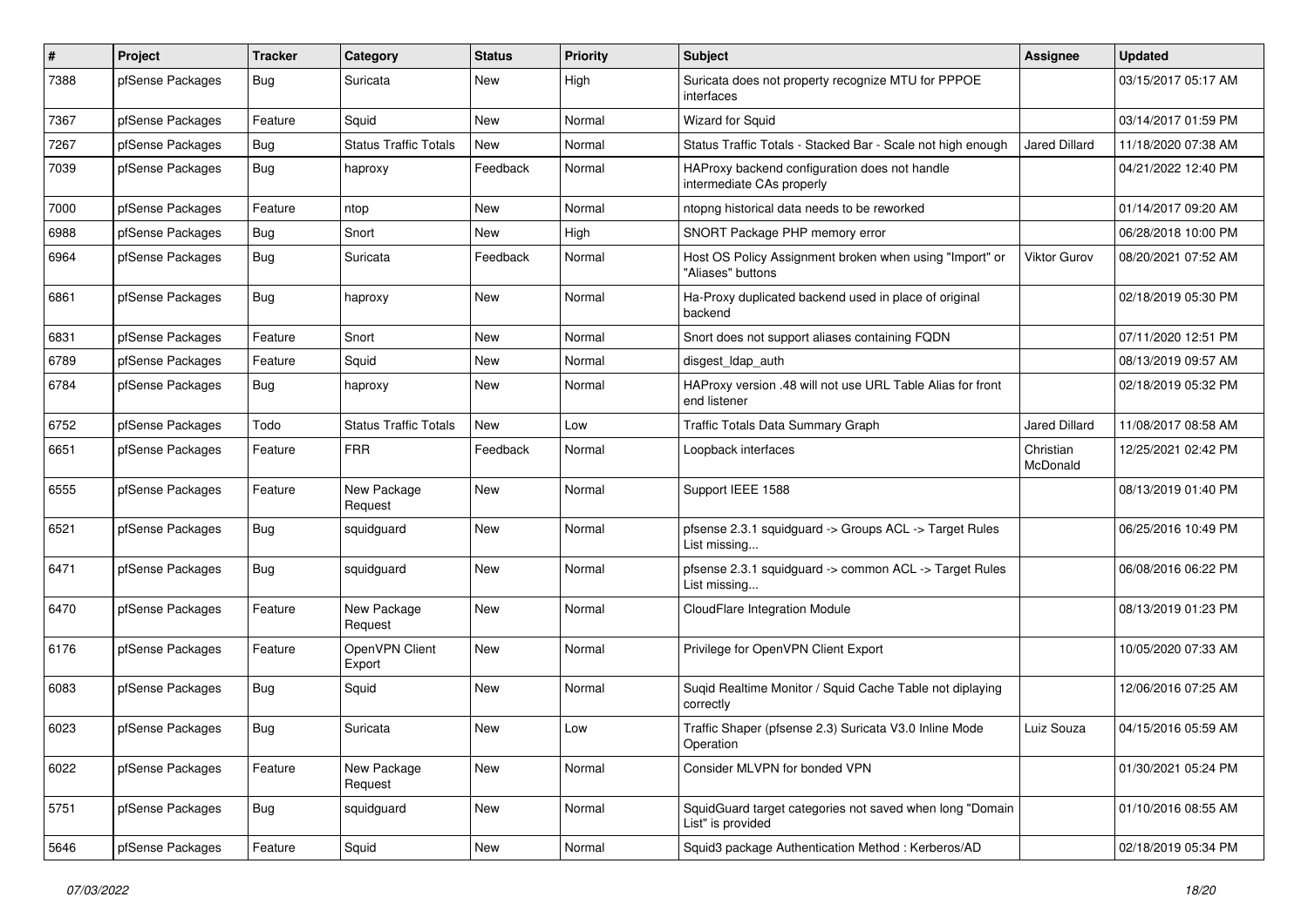| # | Project | Tracker | Category | Status | Priority | Subject | Assignee | Updated |
|---|---|---|---|---|---|---|---|---|
| 7388 | pfSense Packages | Bug | Suricata | New | High | Suricata does not property recognize MTU for PPPOE interfaces | | 03/15/2017 05:17 AM |
| 7367 | pfSense Packages | Feature | Squid | New | Normal | Wizard for Squid | | 03/14/2017 01:59 PM |
| 7267 | pfSense Packages | Bug | Status Traffic Totals | New | Normal | Status Traffic Totals - Stacked Bar - Scale not high enough | Jared Dillard | 11/18/2020 07:38 AM |
| 7039 | pfSense Packages | Bug | haproxy | Feedback | Normal | HAProxy backend configuration does not handle intermediate CAs properly | | 04/21/2022 12:40 PM |
| 7000 | pfSense Packages | Feature | ntop | New | Normal | ntopng historical data needs to be reworked | | 01/14/2017 09:20 AM |
| 6988 | pfSense Packages | Bug | Snort | New | High | SNORT Package PHP memory error | | 06/28/2018 10:00 PM |
| 6964 | pfSense Packages | Bug | Suricata | Feedback | Normal | Host OS Policy Assignment broken when using "Import" or "Aliases" buttons | Viktor Gurov | 08/20/2021 07:52 AM |
| 6861 | pfSense Packages | Bug | haproxy | New | Normal | Ha-Proxy duplicated backend used in place of original backend | | 02/18/2019 05:30 PM |
| 6831 | pfSense Packages | Feature | Snort | New | Normal | Snort does not support aliases containing FQDN | | 07/11/2020 12:51 PM |
| 6789 | pfSense Packages | Feature | Squid | New | Normal | disgest_ldap_auth | | 08/13/2019 09:57 AM |
| 6784 | pfSense Packages | Bug | haproxy | New | Normal | HAProxy version .48 will not use URL Table Alias for front end listener | | 02/18/2019 05:32 PM |
| 6752 | pfSense Packages | Todo | Status Traffic Totals | New | Low | Traffic Totals Data Summary Graph | Jared Dillard | 11/08/2017 08:58 AM |
| 6651 | pfSense Packages | Feature | FRR | Feedback | Normal | Loopback interfaces | Christian McDonald | 12/25/2021 02:42 PM |
| 6555 | pfSense Packages | Feature | New Package Request | New | Normal | Support IEEE 1588 | | 08/13/2019 01:40 PM |
| 6521 | pfSense Packages | Bug | squidguard | New | Normal | pfsense 2.3.1 squidguard -> Groups ACL -> Target Rules List missing... | | 06/25/2016 10:49 PM |
| 6471 | pfSense Packages | Bug | squidguard | New | Normal | pfsense 2.3.1 squidguard -> common ACL -> Target Rules List missing... | | 06/08/2016 06:22 PM |
| 6470 | pfSense Packages | Feature | New Package Request | New | Normal | CloudFlare Integration Module | | 08/13/2019 01:23 PM |
| 6176 | pfSense Packages | Feature | OpenVPN Client Export | New | Normal | Privilege for OpenVPN Client Export | | 10/05/2020 07:33 AM |
| 6083 | pfSense Packages | Bug | Squid | New | Normal | Suqid Realtime Monitor / Squid Cache Table not diplaying correctly | | 12/06/2016 07:25 AM |
| 6023 | pfSense Packages | Bug | Suricata | New | Low | Traffic Shaper (pfsense 2.3) Suricata V3.0 Inline Mode Operation | Luiz Souza | 04/15/2016 05:59 AM |
| 6022 | pfSense Packages | Feature | New Package Request | New | Normal | Consider MLVPN for bonded VPN | | 01/30/2021 05:24 PM |
| 5751 | pfSense Packages | Bug | squidguard | New | Normal | SquidGuard target categories not saved when long "Domain List" is provided | | 01/10/2016 08:55 AM |
| 5646 | pfSense Packages | Feature | Squid | New | Normal | Squid3 package Authentication Method : Kerberos/AD | | 02/18/2019 05:34 PM |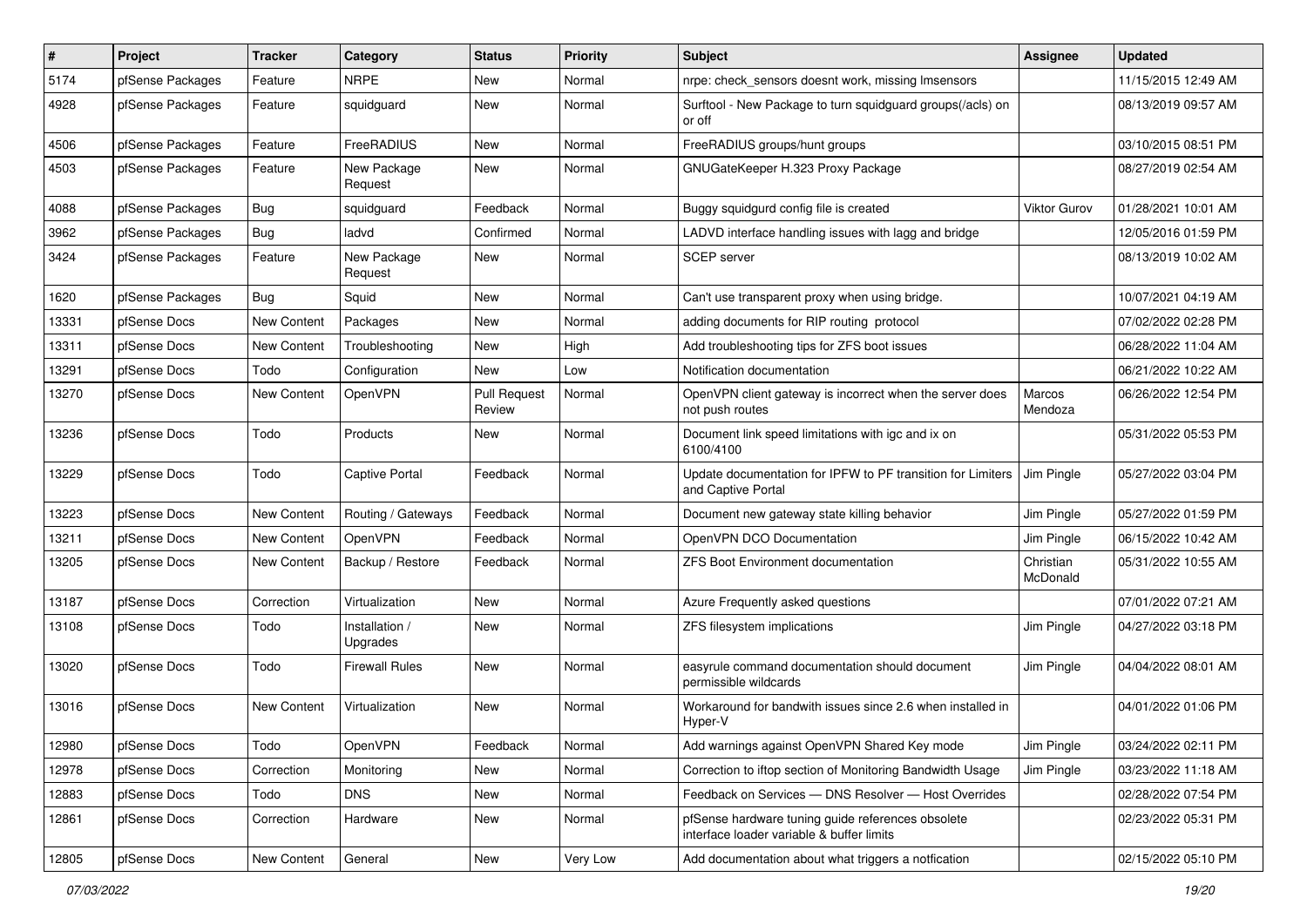| # | Project | Tracker | Category | Status | Priority | Subject | Assignee | Updated |
|---|---|---|---|---|---|---|---|---|
| 5174 | pfSense Packages | Feature | NRPE | New | Normal | nrpe: check_sensors doesnt work, missing lmsensors | | 11/15/2015 12:49 AM |
| 4928 | pfSense Packages | Feature | squidguard | New | Normal | Surftool - New Package to turn squidguard groups(/acls) on or off | | 08/13/2019 09:57 AM |
| 4506 | pfSense Packages | Feature | FreeRADIUS | New | Normal | FreeRADIUS groups/hunt groups | | 03/10/2015 08:51 PM |
| 4503 | pfSense Packages | Feature | New Package Request | New | Normal | GNUGateKeeper H.323 Proxy Package | | 08/27/2019 02:54 AM |
| 4088 | pfSense Packages | Bug | squidguard | Feedback | Normal | Buggy squidgurd config file is created | Viktor Gurov | 01/28/2021 10:01 AM |
| 3962 | pfSense Packages | Bug | ladvd | Confirmed | Normal | LADVD interface handling issues with lagg and bridge | | 12/05/2016 01:59 PM |
| 3424 | pfSense Packages | Feature | New Package Request | New | Normal | SCEP server | | 08/13/2019 10:02 AM |
| 1620 | pfSense Packages | Bug | Squid | New | Normal | Can't use transparent proxy when using bridge. | | 10/07/2021 04:19 AM |
| 13331 | pfSense Docs | New Content | Packages | New | Normal | adding documents for RIP routing protocol | | 07/02/2022 02:28 PM |
| 13311 | pfSense Docs | New Content | Troubleshooting | New | High | Add troubleshooting tips for ZFS boot issues | | 06/28/2022 11:04 AM |
| 13291 | pfSense Docs | Todo | Configuration | New | Low | Notification documentation | | 06/21/2022 10:22 AM |
| 13270 | pfSense Docs | New Content | OpenVPN | Pull Request Review | Normal | OpenVPN client gateway is incorrect when the server does not push routes | Marcos Mendoza | 06/26/2022 12:54 PM |
| 13236 | pfSense Docs | Todo | Products | New | Normal | Document link speed limitations with igc and ix on 6100/4100 | | 05/31/2022 05:53 PM |
| 13229 | pfSense Docs | Todo | Captive Portal | Feedback | Normal | Update documentation for IPFW to PF transition for Limiters and Captive Portal | Jim Pingle | 05/27/2022 03:04 PM |
| 13223 | pfSense Docs | New Content | Routing / Gateways | Feedback | Normal | Document new gateway state killing behavior | Jim Pingle | 05/27/2022 01:59 PM |
| 13211 | pfSense Docs | New Content | OpenVPN | Feedback | Normal | OpenVPN DCO Documentation | Jim Pingle | 06/15/2022 10:42 AM |
| 13205 | pfSense Docs | New Content | Backup / Restore | Feedback | Normal | ZFS Boot Environment documentation | Christian McDonald | 05/31/2022 10:55 AM |
| 13187 | pfSense Docs | Correction | Virtualization | New | Normal | Azure Frequently asked questions | | 07/01/2022 07:21 AM |
| 13108 | pfSense Docs | Todo | Installation / Upgrades | New | Normal | ZFS filesystem implications | Jim Pingle | 04/27/2022 03:18 PM |
| 13020 | pfSense Docs | Todo | Firewall Rules | New | Normal | easyrule command documentation should document permissible wildcards | Jim Pingle | 04/04/2022 08:01 AM |
| 13016 | pfSense Docs | New Content | Virtualization | New | Normal | Workaround for bandwith issues since 2.6 when installed in Hyper-V | | 04/01/2022 01:06 PM |
| 12980 | pfSense Docs | Todo | OpenVPN | Feedback | Normal | Add warnings against OpenVPN Shared Key mode | Jim Pingle | 03/24/2022 02:11 PM |
| 12978 | pfSense Docs | Correction | Monitoring | New | Normal | Correction to iftop section of Monitoring Bandwidth Usage | Jim Pingle | 03/23/2022 11:18 AM |
| 12883 | pfSense Docs | Todo | DNS | New | Normal | Feedback on Services — DNS Resolver — Host Overrides | | 02/28/2022 07:54 PM |
| 12861 | pfSense Docs | Correction | Hardware | New | Normal | pfSense hardware tuning guide references obsolete interface loader variable & buffer limits | | 02/23/2022 05:31 PM |
| 12805 | pfSense Docs | New Content | General | New | Very Low | Add documentation about what triggers a notfication | | 02/15/2022 05:10 PM |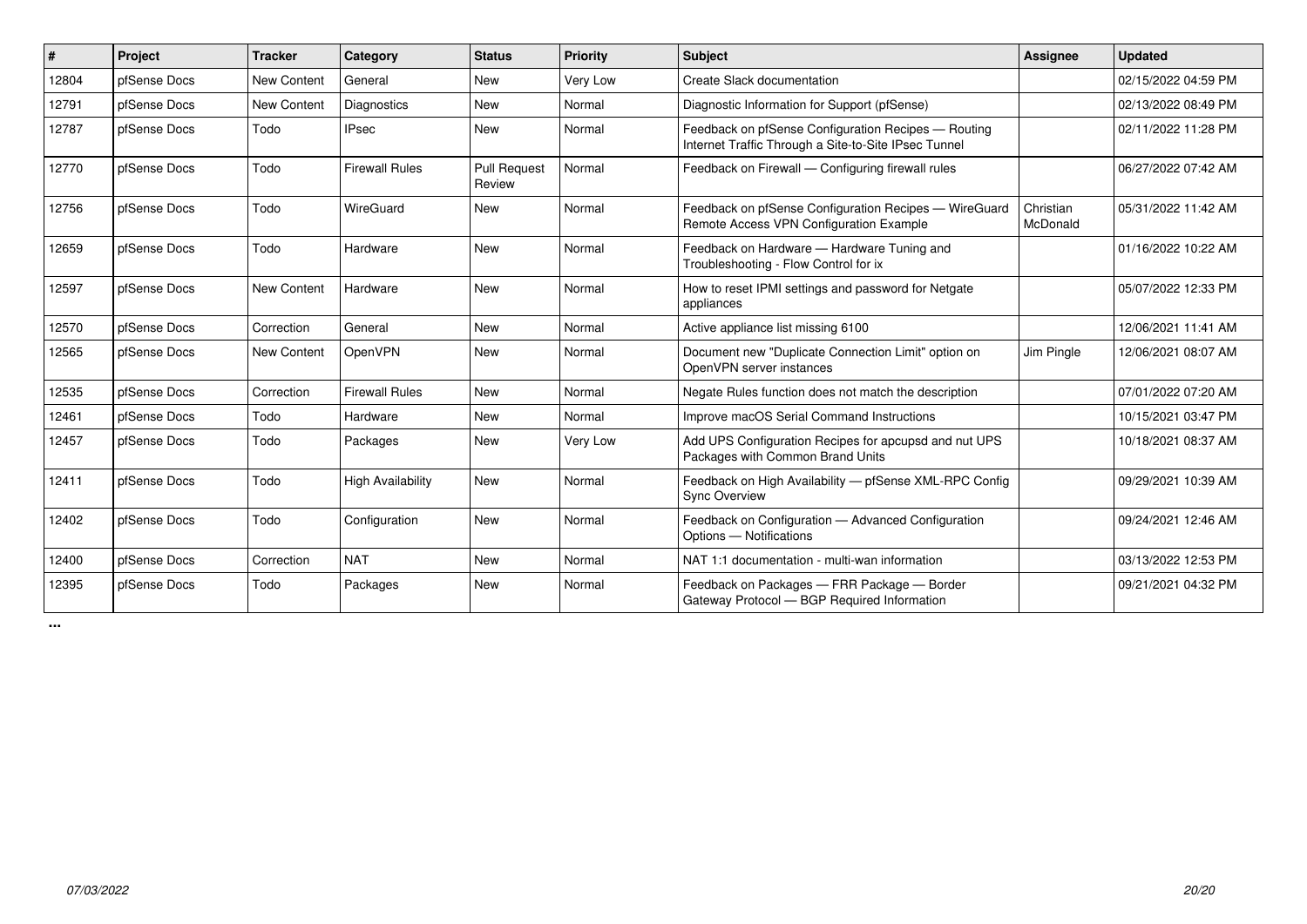| # | Project | Tracker | Category | Status | Priority | Subject | Assignee | Updated |
|---|---|---|---|---|---|---|---|---|
| 12804 | pfSense Docs | New Content | General | New | Very Low | Create Slack documentation | | 02/15/2022 04:59 PM |
| 12791 | pfSense Docs | New Content | Diagnostics | New | Normal | Diagnostic Information for Support (pfSense) | | 02/13/2022 08:49 PM |
| 12787 | pfSense Docs | Todo | IPsec | New | Normal | Feedback on pfSense Configuration Recipes — Routing Internet Traffic Through a Site-to-Site IPsec Tunnel | | 02/11/2022 11:28 PM |
| 12770 | pfSense Docs | Todo | Firewall Rules | Pull Request Review | Normal | Feedback on Firewall — Configuring firewall rules | | 06/27/2022 07:42 AM |
| 12756 | pfSense Docs | Todo | WireGuard | New | Normal | Feedback on pfSense Configuration Recipes — WireGuard Remote Access VPN Configuration Example | Christian McDonald | 05/31/2022 11:42 AM |
| 12659 | pfSense Docs | Todo | Hardware | New | Normal | Feedback on Hardware — Hardware Tuning and Troubleshooting - Flow Control for ix | | 01/16/2022 10:22 AM |
| 12597 | pfSense Docs | New Content | Hardware | New | Normal | How to reset IPMI settings and password for Netgate appliances | | 05/07/2022 12:33 PM |
| 12570 | pfSense Docs | Correction | General | New | Normal | Active appliance list missing 6100 | | 12/06/2021 11:41 AM |
| 12565 | pfSense Docs | New Content | OpenVPN | New | Normal | Document new "Duplicate Connection Limit" option on OpenVPN server instances | Jim Pingle | 12/06/2021 08:07 AM |
| 12535 | pfSense Docs | Correction | Firewall Rules | New | Normal | Negate Rules function does not match the description | | 07/01/2022 07:20 AM |
| 12461 | pfSense Docs | Todo | Hardware | New | Normal | Improve macOS Serial Command Instructions | | 10/15/2021 03:47 PM |
| 12457 | pfSense Docs | Todo | Packages | New | Very Low | Add UPS Configuration Recipes for apcupsd and nut UPS Packages with Common Brand Units | | 10/18/2021 08:37 AM |
| 12411 | pfSense Docs | Todo | High Availability | New | Normal | Feedback on High Availability — pfSense XML-RPC Config Sync Overview | | 09/29/2021 10:39 AM |
| 12402 | pfSense Docs | Todo | Configuration | New | Normal | Feedback on Configuration — Advanced Configuration Options — Notifications | | 09/24/2021 12:46 AM |
| 12400 | pfSense Docs | Correction | NAT | New | Normal | NAT 1:1 documentation - multi-wan information | | 03/13/2022 12:53 PM |
| 12395 | pfSense Docs | Todo | Packages | New | Normal | Feedback on Packages — FRR Package — Border Gateway Protocol — BGP Required Information | | 09/21/2021 04:32 PM |

...